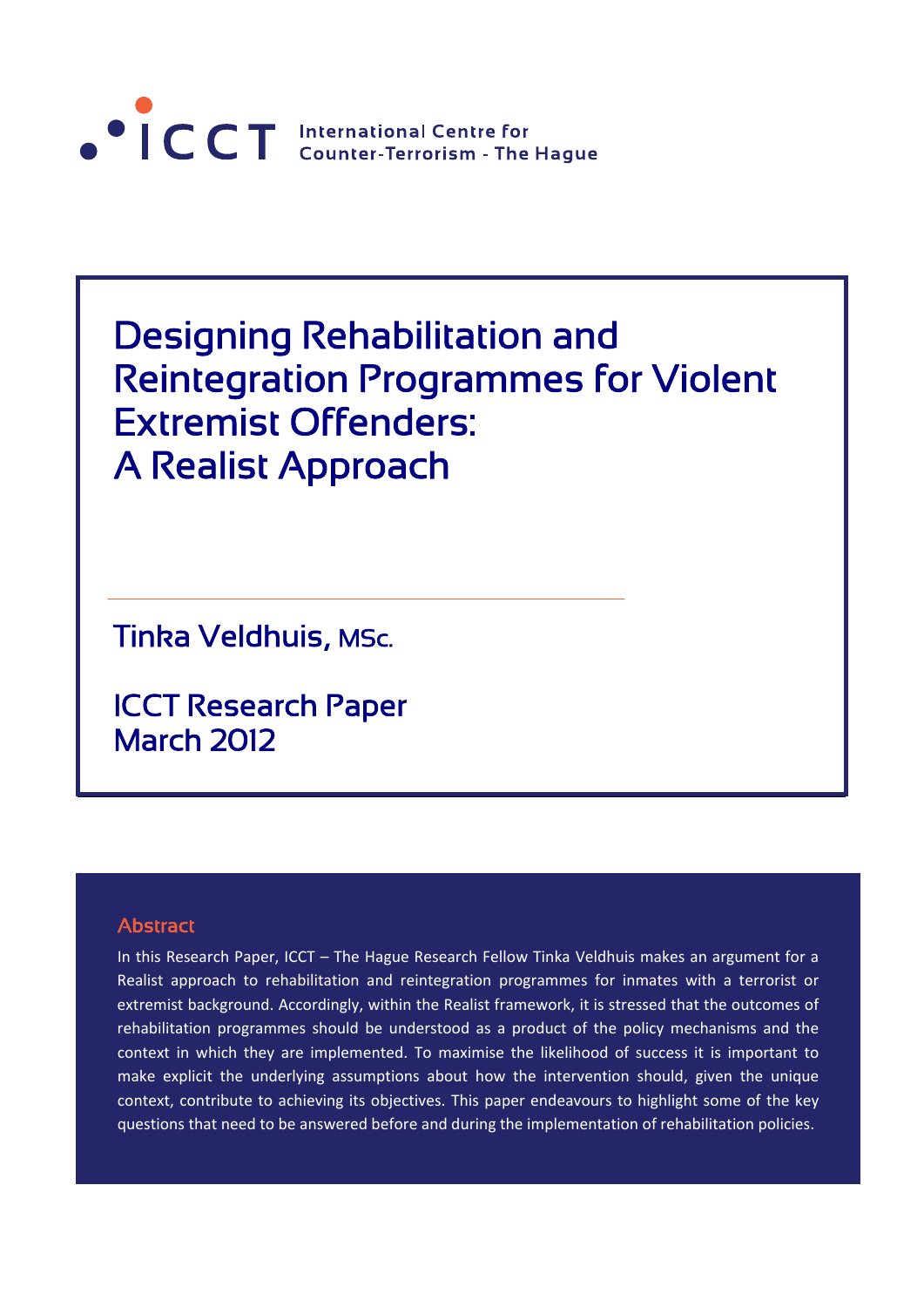ICCT International Centre for Counter-Terrorism - The Hague

# Designing Rehabilitation and Reintegration Programmes for Violent Extremist Offenders: A Realist Approach

Tinka Veldhuis, MSc.

ICCT Research Paper
March 2012

## Abstract

In this Research Paper, ICCT – The Hague Research Fellow Tinka Veldhuis makes an argument for a Realist approach to rehabilitation and reintegration programmes for inmates with a terrorist or extremist background. Accordingly, within the Realist framework, it is stressed that the outcomes of rehabilitation programmes should be understood as a product of the policy mechanisms and the context in which they are implemented. To maximise the likelihood of success it is important to make explicit the underlying assumptions about how the intervention should, given the unique context, contribute to achieving its objectives. This paper endeavours to highlight some of the key questions that need to be answered before and during the implementation of rehabilitation policies.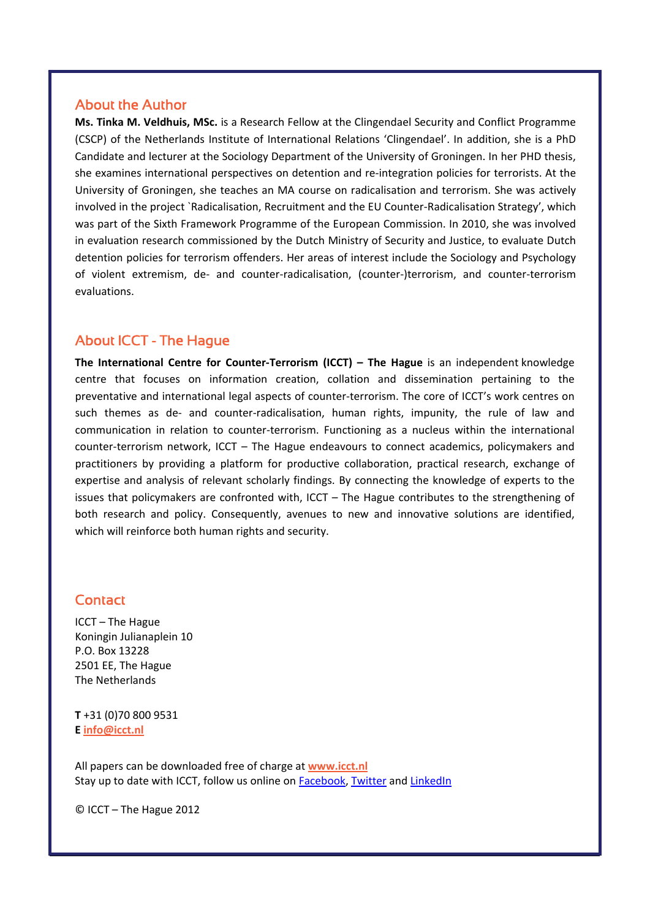## About the Author

**Ms. Tinka M. Veldhuis, MSc.** is a Research Fellow at the Clingendael Security and Conflict Programme (CSCP) of the Netherlands Institute of International Relations 'Clingendael'. In addition, she is a PhD Candidate and lecturer at the Sociology Department of the University of Groningen. In her PHD thesis, she examines international perspectives on detention and re-integration policies for terrorists. At the University of Groningen, she teaches an MA course on radicalisation and terrorism. She was actively involved in the project `Radicalisation, Recruitment and the EU Counter-Radicalisation Strategy', which was part of the Sixth Framework Programme of the European Commission. In 2010, she was involved in evaluation research commissioned by the Dutch Ministry of Security and Justice, to evaluate Dutch detention policies for terrorism offenders. Her areas of interest include the Sociology and Psychology of violent extremism, de- and counter-radicalisation, (counter-)terrorism, and counter-terrorism evaluations.

## About ICCT - The Hague

**The International Centre for Counter-Terrorism (ICCT) – The Hague** is an independent knowledge centre that focuses on information creation, collation and dissemination pertaining to the preventative and international legal aspects of counter-terrorism. The core of ICCT's work centres on such themes as de- and counter-radicalisation, human rights, impunity, the rule of law and communication in relation to counter-terrorism. Functioning as a nucleus within the international counter-terrorism network, ICCT – The Hague endeavours to connect academics, policymakers and practitioners by providing a platform for productive collaboration, practical research, exchange of expertise and analysis of relevant scholarly findings. By connecting the knowledge of experts to the issues that policymakers are confronted with, ICCT – The Hague contributes to the strengthening of both research and policy. Consequently, avenues to new and innovative solutions are identified, which will reinforce both human rights and security.

## Contact

ICCT – The Hague
Koningin Julianaplein 10
P.O. Box 13228
2501 EE, The Hague
The Netherlands

**T** +31 (0)70 800 9531
**E** info@icct.nl

All papers can be downloaded free of charge at www.icct.nl
Stay up to date with ICCT, follow us online on Facebook, Twitter and LinkedIn

© ICCT – The Hague 2012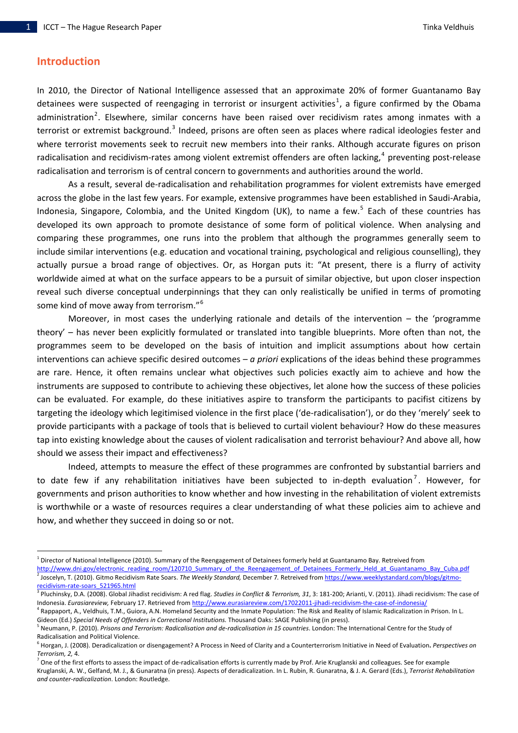## Introduction

In 2010, the Director of National Intelligence assessed that an approximate 20% of former Guantanamo Bay detainees were suspected of reengaging in terrorist or insurgent activities[1], a figure confirmed by the Obama administration[2]. Elsewhere, similar concerns have been raised over recidivism rates among inmates with a terrorist or extremist background.[3] Indeed, prisons are often seen as places where radical ideologies fester and where terrorist movements seek to recruit new members into their ranks. Although accurate figures on prison radicalisation and recidivism-rates among violent extremist offenders are often lacking,[4] preventing post-release radicalisation and terrorism is of central concern to governments and authorities around the world.

As a result, several de-radicalisation and rehabilitation programmes for violent extremists have emerged across the globe in the last few years. For example, extensive programmes have been established in Saudi-Arabia, Indonesia, Singapore, Colombia, and the United Kingdom (UK), to name a few.[5] Each of these countries has developed its own approach to promote desistance of some form of political violence. When analysing and comparing these programmes, one runs into the problem that although the programmes generally seem to include similar interventions (e.g. education and vocational training, psychological and religious counselling), they actually pursue a broad range of objectives. Or, as Horgan puts it: "At present, there is a flurry of activity worldwide aimed at what on the surface appears to be a pursuit of similar objective, but upon closer inspection reveal such diverse conceptual underpinnings that they can only realistically be unified in terms of promoting some kind of move away from terrorism."[6]

Moreover, in most cases the underlying rationale and details of the intervention – the 'programme theory' – has never been explicitly formulated or translated into tangible blueprints. More often than not, the programmes seem to be developed on the basis of intuition and implicit assumptions about how certain interventions can achieve specific desired outcomes – *a priori* explications of the ideas behind these programmes are rare. Hence, it often remains unclear what objectives such policies exactly aim to achieve and how the instruments are supposed to contribute to achieving these objectives, let alone how the success of these policies can be evaluated. For example, do these initiatives aspire to transform the participants to pacifist citizens by targeting the ideology which legitimised violence in the first place ('de-radicalisation'), or do they 'merely' seek to provide participants with a package of tools that is believed to curtail violent behaviour? How do these measures tap into existing knowledge about the causes of violent radicalisation and terrorist behaviour? And above all, how should we assess their impact and effectiveness?

Indeed, attempts to measure the effect of these programmes are confronted by substantial barriers and to date few if any rehabilitation initiatives have been subjected to in-depth evaluation[7]. However, for governments and prison authorities to know whether and how investing in the rehabilitation of violent extremists is worthwhile or a waste of resources requires a clear understanding of what these policies aim to achieve and how, and whether they succeed in doing so or not.

---

[1] Director of National Intelligence (2010). Summary of the Reengagement of Detainees formerly held at Guantanamo Bay. Retreived from http://www.dni.gov/electronic_reading_room/120710_Summary_of_the_Reengagement_of_Detainees_Formerly_Held_at_Guantanamo_Bay_Cuba.pdf

[2] Joscelyn, T. (2010). Gitmo Recidivism Rate Soars. *The Weekly Standard,* December 7. Retreived from https://www.weeklystandard.com/blogs/gitmo-recidivism-rate-soars_521965.html

[3] Pluchinsky, D.A. (2008). Global Jihadist recidivism: A red flag. *Studies in Conflict & Terrorism, 31*, 3: 181-200; Arianti, V. (2011). Jihadi recidivism: The case of Indonesia. *Eurasiareview,* February 17. Retrieved from http://www.eurasiareview.com/17022011-jihadi-recidivism-the-case-of-indonesia/

[4] Rappaport, A., Veldhuis, T.M., Guiora, A.N. Homeland Security and the Inmate Population: The Risk and Reality of Islamic Radicalization in Prison. In L. Gideon (Ed.) *Special Needs of Offenders in Correctional Institutions.* Thousand Oaks: SAGE Publishing (in press).

[5] Neumann, P. (2010). *Prisons and Terrorism: Radicalisation and de-radicalisation in 15 countries*. London: The International Centre for the Study of Radicalisation and Political Violence.

[6] Horgan, J. (2008). Deradicalization or disengagement? A Process in Need of Clarity and a Counterterrorism Initiative in Need of Evaluation**.** *Perspectives on Terrorism, 2,* 4.

[7] One of the first efforts to assess the impact of de-radicalisation efforts is currently made by Prof. Arie Kruglanski and colleagues. See for example Kruglanski, A. W., Gelfand, M. J., & Gunaratna (in press). Aspects of deradicalization. In L. Rubin, R. Gunaratna, & J. A. Gerard (Eds.), *Terrorist Rehabilitation and counter-radicalization*. London: Routledge.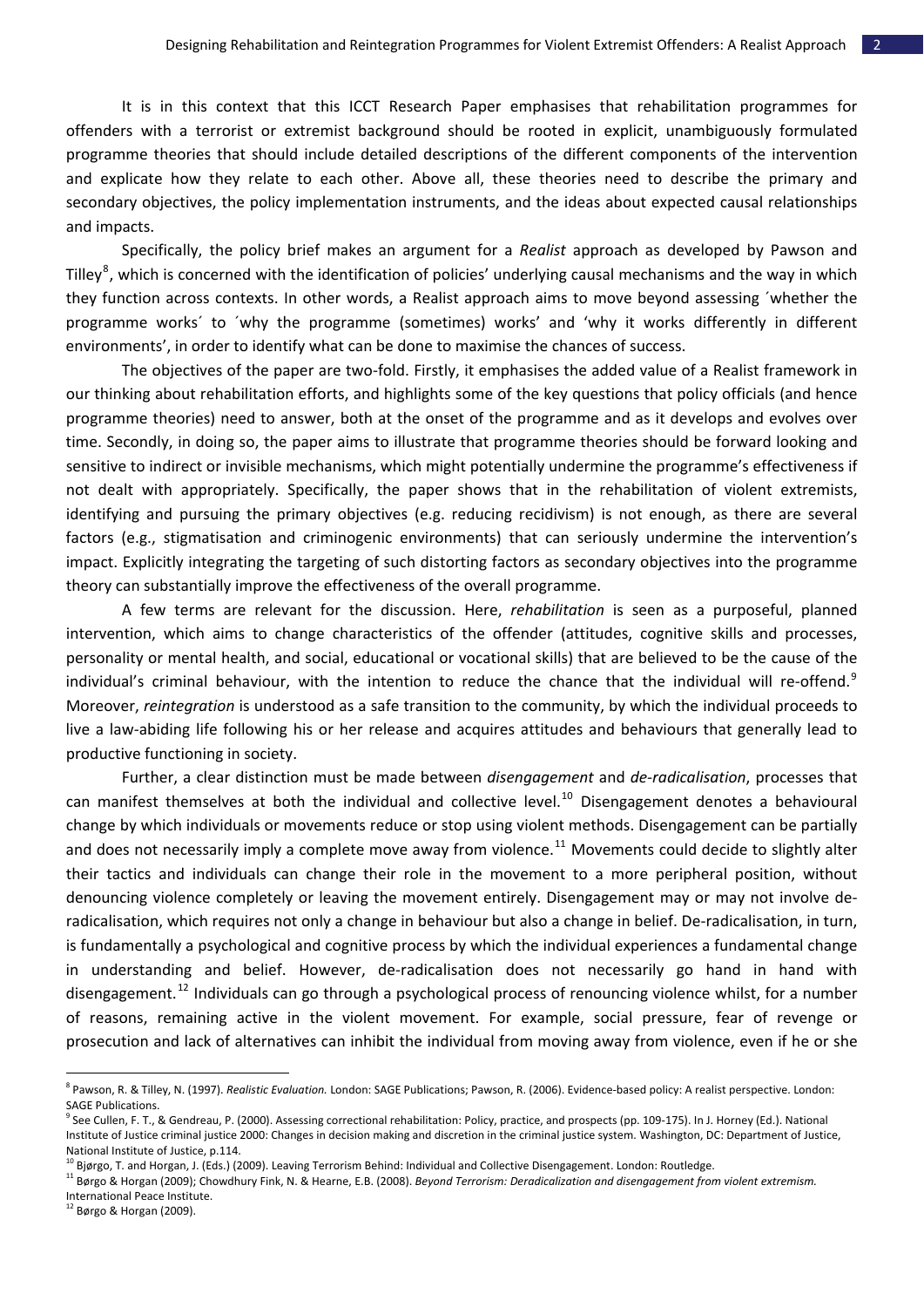It is in this context that this ICCT Research Paper emphasises that rehabilitation programmes for offenders with a terrorist or extremist background should be rooted in explicit, unambiguously formulated programme theories that should include detailed descriptions of the different components of the intervention and explicate how they relate to each other. Above all, these theories need to describe the primary and secondary objectives, the policy implementation instruments, and the ideas about expected causal relationships and impacts.

Specifically, the policy brief makes an argument for a *Realist* approach as developed by Pawson and Tilley[8], which is concerned with the identification of policies' underlying causal mechanisms and the way in which they function across contexts. In other words, a Realist approach aims to move beyond assessing ´whether the programme works´ to ´why the programme (sometimes) works' and 'why it works differently in different environments', in order to identify what can be done to maximise the chances of success.

The objectives of the paper are two-fold. Firstly, it emphasises the added value of a Realist framework in our thinking about rehabilitation efforts, and highlights some of the key questions that policy officials (and hence programme theories) need to answer, both at the onset of the programme and as it develops and evolves over time. Secondly, in doing so, the paper aims to illustrate that programme theories should be forward looking and sensitive to indirect or invisible mechanisms, which might potentially undermine the programme's effectiveness if not dealt with appropriately. Specifically, the paper shows that in the rehabilitation of violent extremists, identifying and pursuing the primary objectives (e.g. reducing recidivism) is not enough, as there are several factors (e.g., stigmatisation and criminogenic environments) that can seriously undermine the intervention's impact. Explicitly integrating the targeting of such distorting factors as secondary objectives into the programme theory can substantially improve the effectiveness of the overall programme.

A few terms are relevant for the discussion. Here, *rehabilitation* is seen as a purposeful, planned intervention, which aims to change characteristics of the offender (attitudes, cognitive skills and processes, personality or mental health, and social, educational or vocational skills) that are believed to be the cause of the individual's criminal behaviour, with the intention to reduce the chance that the individual will re-offend.[9] Moreover, *reintegration* is understood as a safe transition to the community, by which the individual proceeds to live a law-abiding life following his or her release and acquires attitudes and behaviours that generally lead to productive functioning in society.

Further, a clear distinction must be made between *disengagement* and *de-radicalisation*, processes that can manifest themselves at both the individual and collective level.[10] Disengagement denotes a behavioural change by which individuals or movements reduce or stop using violent methods. Disengagement can be partially and does not necessarily imply a complete move away from violence.[11] Movements could decide to slightly alter their tactics and individuals can change their role in the movement to a more peripheral position, without denouncing violence completely or leaving the movement entirely. Disengagement may or may not involve de-radicalisation, which requires not only a change in behaviour but also a change in belief. De-radicalisation, in turn, is fundamentally a psychological and cognitive process by which the individual experiences a fundamental change in understanding and belief. However, de-radicalisation does not necessarily go hand in hand with disengagement.[12] Individuals can go through a psychological process of renouncing violence whilst, for a number of reasons, remaining active in the violent movement. For example, social pressure, fear of revenge or prosecution and lack of alternatives can inhibit the individual from moving away from violence, even if he or she

---

[8] Pawson, R. & Tilley, N. (1997). *Realistic Evaluation.* London: SAGE Publications; Pawson, R. (2006). Evidence-based policy: A realist perspective. London: SAGE Publications.

[9] See Cullen, F. T., & Gendreau, P. (2000). Assessing correctional rehabilitation: Policy, practice, and prospects (pp. 109-175). In J. Horney (Ed.). National Institute of Justice criminal justice 2000: Changes in decision making and discretion in the criminal justice system. Washington, DC: Department of Justice, National Institute of Justice, p.114.

[10] Bjørgo, T. and Horgan, J. (Eds.) (2009). Leaving Terrorism Behind: Individual and Collective Disengagement. London: Routledge.

[11] Bjørgo & Horgan (2009); Chowdhury Fink, N. & Hearne, E.B. (2008). *Beyond Terrorism: Deradicalization and disengagement from violent extremism.* International Peace Institute.

[12] Bjørgo & Horgan (2009).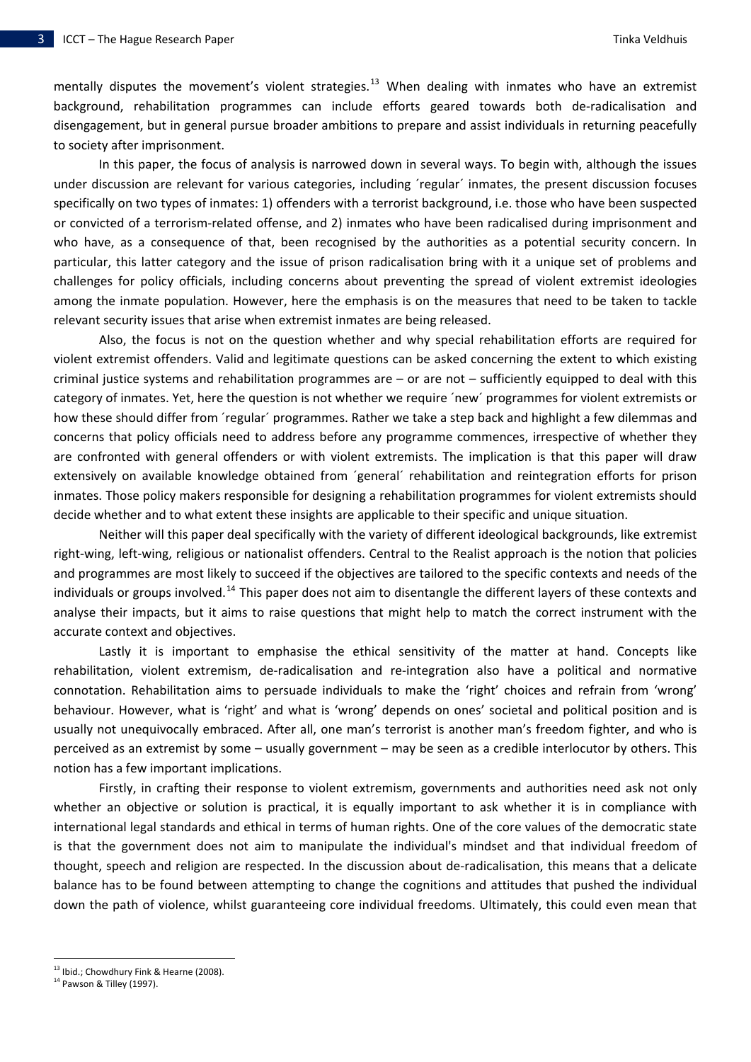mentally disputes the movement's violent strategies.[13] When dealing with inmates who have an extremist background, rehabilitation programmes can include efforts geared towards both de-radicalisation and disengagement, but in general pursue broader ambitions to prepare and assist individuals in returning peacefully to society after imprisonment.

In this paper, the focus of analysis is narrowed down in several ways. To begin with, although the issues under discussion are relevant for various categories, including ´regular´ inmates, the present discussion focuses specifically on two types of inmates: 1) offenders with a terrorist background, i.e. those who have been suspected or convicted of a terrorism-related offense, and 2) inmates who have been radicalised during imprisonment and who have, as a consequence of that, been recognised by the authorities as a potential security concern. In particular, this latter category and the issue of prison radicalisation bring with it a unique set of problems and challenges for policy officials, including concerns about preventing the spread of violent extremist ideologies among the inmate population. However, here the emphasis is on the measures that need to be taken to tackle relevant security issues that arise when extremist inmates are being released.

Also, the focus is not on the question whether and why special rehabilitation efforts are required for violent extremist offenders. Valid and legitimate questions can be asked concerning the extent to which existing criminal justice systems and rehabilitation programmes are – or are not – sufficiently equipped to deal with this category of inmates. Yet, here the question is not whether we require ´new´ programmes for violent extremists or how these should differ from ´regular´ programmes. Rather we take a step back and highlight a few dilemmas and concerns that policy officials need to address before any programme commences, irrespective of whether they are confronted with general offenders or with violent extremists. The implication is that this paper will draw extensively on available knowledge obtained from ´general´ rehabilitation and reintegration efforts for prison inmates. Those policy makers responsible for designing a rehabilitation programmes for violent extremists should decide whether and to what extent these insights are applicable to their specific and unique situation.

Neither will this paper deal specifically with the variety of different ideological backgrounds, like extremist right-wing, left-wing, religious or nationalist offenders. Central to the Realist approach is the notion that policies and programmes are most likely to succeed if the objectives are tailored to the specific contexts and needs of the individuals or groups involved.[14] This paper does not aim to disentangle the different layers of these contexts and analyse their impacts, but it aims to raise questions that might help to match the correct instrument with the accurate context and objectives.

Lastly it is important to emphasise the ethical sensitivity of the matter at hand. Concepts like rehabilitation, violent extremism, de-radicalisation and re-integration also have a political and normative connotation. Rehabilitation aims to persuade individuals to make the 'right' choices and refrain from 'wrong' behaviour. However, what is 'right' and what is 'wrong' depends on ones' societal and political position and is usually not unequivocally embraced. After all, one man's terrorist is another man's freedom fighter, and who is perceived as an extremist by some – usually government – may be seen as a credible interlocutor by others. This notion has a few important implications.

Firstly, in crafting their response to violent extremism, governments and authorities need ask not only whether an objective or solution is practical, it is equally important to ask whether it is in compliance with international legal standards and ethical in terms of human rights. One of the core values of the democratic state is that the government does not aim to manipulate the individual's mindset and that individual freedom of thought, speech and religion are respected. In the discussion about de-radicalisation, this means that a delicate balance has to be found between attempting to change the cognitions and attitudes that pushed the individual down the path of violence, whilst guaranteeing core individual freedoms. Ultimately, this could even mean that

[13] Ibid.; Chowdhury Fink & Hearne (2008).
[14] Pawson & Tilley (1997).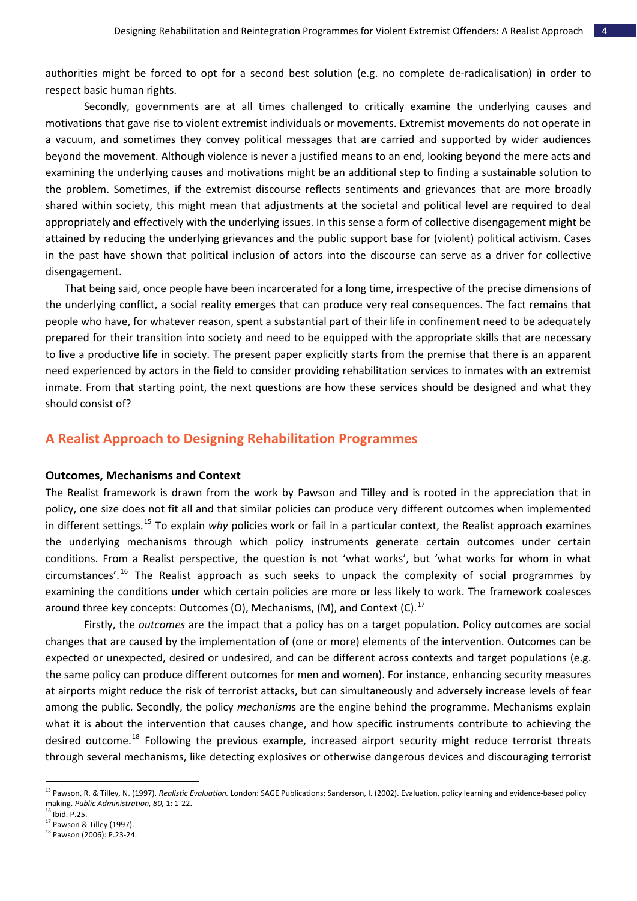authorities might be forced to opt for a second best solution (e.g. no complete de-radicalisation) in order to respect basic human rights.

Secondly, governments are at all times challenged to critically examine the underlying causes and motivations that gave rise to violent extremist individuals or movements. Extremist movements do not operate in a vacuum, and sometimes they convey political messages that are carried and supported by wider audiences beyond the movement. Although violence is never a justified means to an end, looking beyond the mere acts and examining the underlying causes and motivations might be an additional step to finding a sustainable solution to the problem. Sometimes, if the extremist discourse reflects sentiments and grievances that are more broadly shared within society, this might mean that adjustments at the societal and political level are required to deal appropriately and effectively with the underlying issues. In this sense a form of collective disengagement might be attained by reducing the underlying grievances and the public support base for (violent) political activism. Cases in the past have shown that political inclusion of actors into the discourse can serve as a driver for collective disengagement.

That being said, once people have been incarcerated for a long time, irrespective of the precise dimensions of the underlying conflict, a social reality emerges that can produce very real consequences. The fact remains that people who have, for whatever reason, spent a substantial part of their life in confinement need to be adequately prepared for their transition into society and need to be equipped with the appropriate skills that are necessary to live a productive life in society. The present paper explicitly starts from the premise that there is an apparent need experienced by actors in the field to consider providing rehabilitation services to inmates with an extremist inmate. From that starting point, the next questions are how these services should be designed and what they should consist of?

## A Realist Approach to Designing Rehabilitation Programmes

### Outcomes, Mechanisms and Context

The Realist framework is drawn from the work by Pawson and Tilley and is rooted in the appreciation that in policy, one size does not fit all and that similar policies can produce very different outcomes when implemented in different settings.[15] To explain *why* policies work or fail in a particular context, the Realist approach examines the underlying mechanisms through which policy instruments generate certain outcomes under certain conditions. From a Realist perspective, the question is not 'what works', but 'what works for whom in what circumstances'.[16] The Realist approach as such seeks to unpack the complexity of social programmes by examining the conditions under which certain policies are more or less likely to work. The framework coalesces around three key concepts: Outcomes (O), Mechanisms, (M), and Context (C).[17]

Firstly, the *outcomes* are the impact that a policy has on a target population. Policy outcomes are social changes that are caused by the implementation of (one or more) elements of the intervention. Outcomes can be expected or unexpected, desired or undesired, and can be different across contexts and target populations (e.g. the same policy can produce different outcomes for men and women). For instance, enhancing security measures at airports might reduce the risk of terrorist attacks, but can simultaneously and adversely increase levels of fear among the public. Secondly, the policy *mechanism*s are the engine behind the programme. Mechanisms explain what it is about the intervention that causes change, and how specific instruments contribute to achieving the desired outcome.[18] Following the previous example, increased airport security might reduce terrorist threats through several mechanisms, like detecting explosives or otherwise dangerous devices and discouraging terrorist

---

[15] Pawson, R. & Tilley, N. (1997). *Realistic Evaluation.* London: SAGE Publications; Sanderson, I. (2002). Evaluation, policy learning and evidence-based policy making. *Public Administration, 80,* 1: 1-22.

[16] Ibid. P.25.

[17] Pawson & Tilley (1997).

[18] Pawson (2006): P.23-24.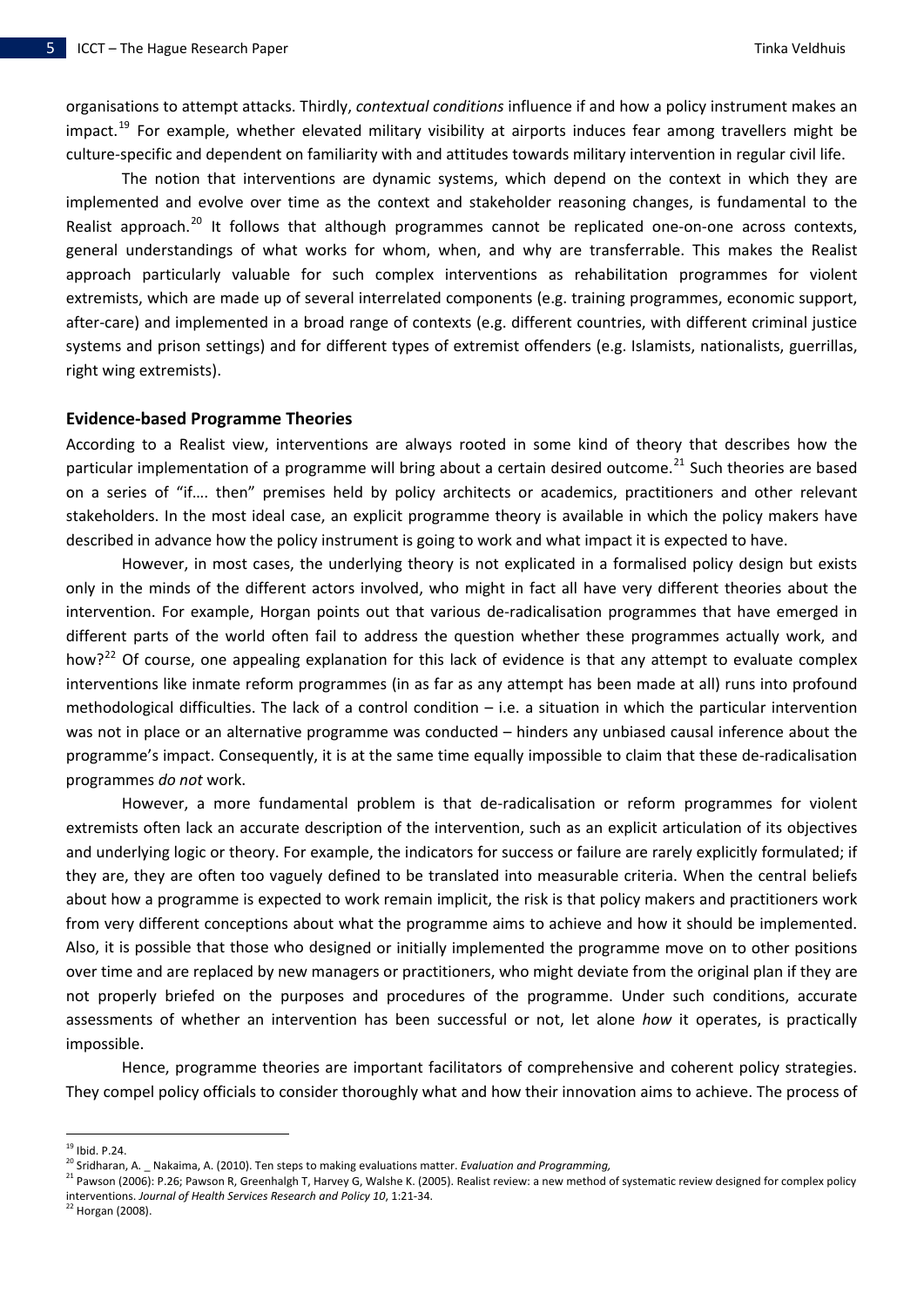organisations to attempt attacks. Thirdly, *contextual conditions* influence if and how a policy instrument makes an impact.[19] For example, whether elevated military visibility at airports induces fear among travellers might be culture-specific and dependent on familiarity with and attitudes towards military intervention in regular civil life.

The notion that interventions are dynamic systems, which depend on the context in which they are implemented and evolve over time as the context and stakeholder reasoning changes, is fundamental to the Realist approach.[20] It follows that although programmes cannot be replicated one-on-one across contexts, general understandings of what works for whom, when, and why are transferrable. This makes the Realist approach particularly valuable for such complex interventions as rehabilitation programmes for violent extremists, which are made up of several interrelated components (e.g. training programmes, economic support, after-care) and implemented in a broad range of contexts (e.g. different countries, with different criminal justice systems and prison settings) and for different types of extremist offenders (e.g. Islamists, nationalists, guerrillas, right wing extremists).

### Evidence-based Programme Theories

According to a Realist view, interventions are always rooted in some kind of theory that describes how the particular implementation of a programme will bring about a certain desired outcome.[21] Such theories are based on a series of "if…. then" premises held by policy architects or academics, practitioners and other relevant stakeholders. In the most ideal case, an explicit programme theory is available in which the policy makers have described in advance how the policy instrument is going to work and what impact it is expected to have.

However, in most cases, the underlying theory is not explicated in a formalised policy design but exists only in the minds of the different actors involved, who might in fact all have very different theories about the intervention. For example, Horgan points out that various de-radicalisation programmes that have emerged in different parts of the world often fail to address the question whether these programmes actually work, and how?[22] Of course, one appealing explanation for this lack of evidence is that any attempt to evaluate complex interventions like inmate reform programmes (in as far as any attempt has been made at all) runs into profound methodological difficulties. The lack of a control condition – i.e. a situation in which the particular intervention was not in place or an alternative programme was conducted – hinders any unbiased causal inference about the programme's impact. Consequently, it is at the same time equally impossible to claim that these de-radicalisation programmes *do not* work.

However, a more fundamental problem is that de-radicalisation or reform programmes for violent extremists often lack an accurate description of the intervention, such as an explicit articulation of its objectives and underlying logic or theory. For example, the indicators for success or failure are rarely explicitly formulated; if they are, they are often too vaguely defined to be translated into measurable criteria. When the central beliefs about how a programme is expected to work remain implicit, the risk is that policy makers and practitioners work from very different conceptions about what the programme aims to achieve and how it should be implemented. Also, it is possible that those who designed or initially implemented the programme move on to other positions over time and are replaced by new managers or practitioners, who might deviate from the original plan if they are not properly briefed on the purposes and procedures of the programme. Under such conditions, accurate assessments of whether an intervention has been successful or not, let alone *how* it operates, is practically impossible.

Hence, programme theories are important facilitators of comprehensive and coherent policy strategies. They compel policy officials to consider thoroughly what and how their innovation aims to achieve. The process of

---

[19] Ibid. P.24.

[20] Sridharan, A. _ Nakaima, A. (2010). Ten steps to making evaluations matter. *Evaluation and Programming,*

[21] Pawson (2006): P.26; Pawson R, Greenhalgh T, Harvey G, Walshe K. (2005). Realist review: a new method of systematic review designed for complex policy interventions. *Journal of Health Services Research and Policy 10*, 1:21-34.

[22] Horgan (2008).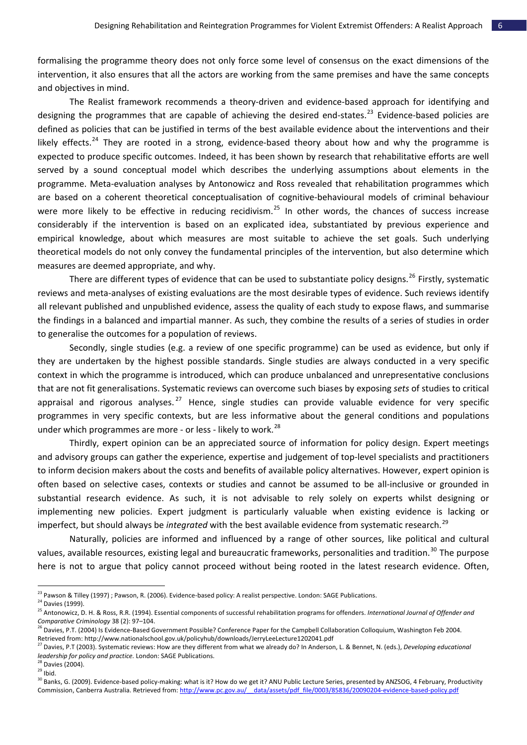formalising the programme theory does not only force some level of consensus on the exact dimensions of the intervention, it also ensures that all the actors are working from the same premises and have the same concepts and objectives in mind.

The Realist framework recommends a theory-driven and evidence-based approach for identifying and designing the programmes that are capable of achieving the desired end-states.[23] Evidence-based policies are defined as policies that can be justified in terms of the best available evidence about the interventions and their likely effects.[24] They are rooted in a strong, evidence-based theory about how and why the programme is expected to produce specific outcomes. Indeed, it has been shown by research that rehabilitative efforts are well served by a sound conceptual model which describes the underlying assumptions about elements in the programme. Meta-evaluation analyses by Antonowicz and Ross revealed that rehabilitation programmes which are based on a coherent theoretical conceptualisation of cognitive-behavioural models of criminal behaviour were more likely to be effective in reducing recidivism.[25] In other words, the chances of success increase considerably if the intervention is based on an explicated idea, substantiated by previous experience and empirical knowledge, about which measures are most suitable to achieve the set goals. Such underlying theoretical models do not only convey the fundamental principles of the intervention, but also determine which measures are deemed appropriate, and why.

There are different types of evidence that can be used to substantiate policy designs.[26] Firstly, systematic reviews and meta-analyses of existing evaluations are the most desirable types of evidence. Such reviews identify all relevant published and unpublished evidence, assess the quality of each study to expose flaws, and summarise the findings in a balanced and impartial manner. As such, they combine the results of a series of studies in order to generalise the outcomes for a population of reviews.

Secondly, single studies (e.g. a review of one specific programme) can be used as evidence, but only if they are undertaken by the highest possible standards. Single studies are always conducted in a very specific context in which the programme is introduced, which can produce unbalanced and unrepresentative conclusions that are not fit generalisations. Systematic reviews can overcome such biases by exposing *sets* of studies to critical appraisal and rigorous analyses.[27] Hence, single studies can provide valuable evidence for very specific programmes in very specific contexts, but are less informative about the general conditions and populations under which programmes are more - or less - likely to work.[28]

Thirdly, expert opinion can be an appreciated source of information for policy design. Expert meetings and advisory groups can gather the experience, expertise and judgement of top-level specialists and practitioners to inform decision makers about the costs and benefits of available policy alternatives. However, expert opinion is often based on selective cases, contexts or studies and cannot be assumed to be all-inclusive or grounded in substantial research evidence. As such, it is not advisable to rely solely on experts whilst designing or implementing new policies. Expert judgment is particularly valuable when existing evidence is lacking or imperfect, but should always be *integrated* with the best available evidence from systematic research.[29]

Naturally, policies are informed and influenced by a range of other sources, like political and cultural values, available resources, existing legal and bureaucratic frameworks, personalities and tradition.[30] The purpose here is not to argue that policy cannot proceed without being rooted in the latest research evidence. Often,

---

[23] Pawson & Tilley (1997) ; Pawson, R. (2006). Evidence-based policy: A realist perspective. London: SAGE Publications.

[24] Davies (1999).

[25] Antonowicz, D. H. & Ross, R.R. (1994). Essential components of successful rehabilitation programs for offenders. *International Journal of Offender and Comparative Criminology* 38 (2): 97–104.

[26] Davies, P.T. (2004) Is Evidence-Based Government Possible? Conference Paper for the Campbell Collaboration Colloquium, Washington Feb 2004. Retrieved from: http://www.nationalschool.gov.uk/policyhub/downloads/JerryLeeLecture1202041.pdf

[27] Davies, P.T (2003). Systematic reviews: How are they different from what we already do? In Anderson, L. & Bennet, N. (eds.), *Developing educational leadership for policy and practice.* London: SAGE Publications.

[28] Davies (2004).

[29] Ibid.

[30] Banks, G. (2009). Evidence-based policy-making: what is it? How do we get it? ANU Public Lecture Series, presented by ANZSOG, 4 February, Productivity Commission, Canberra Australia. Retrieved from: http://www.pc.gov.au/__data/assets/pdf_file/0003/85836/20090204-evidence-based-policy.pdf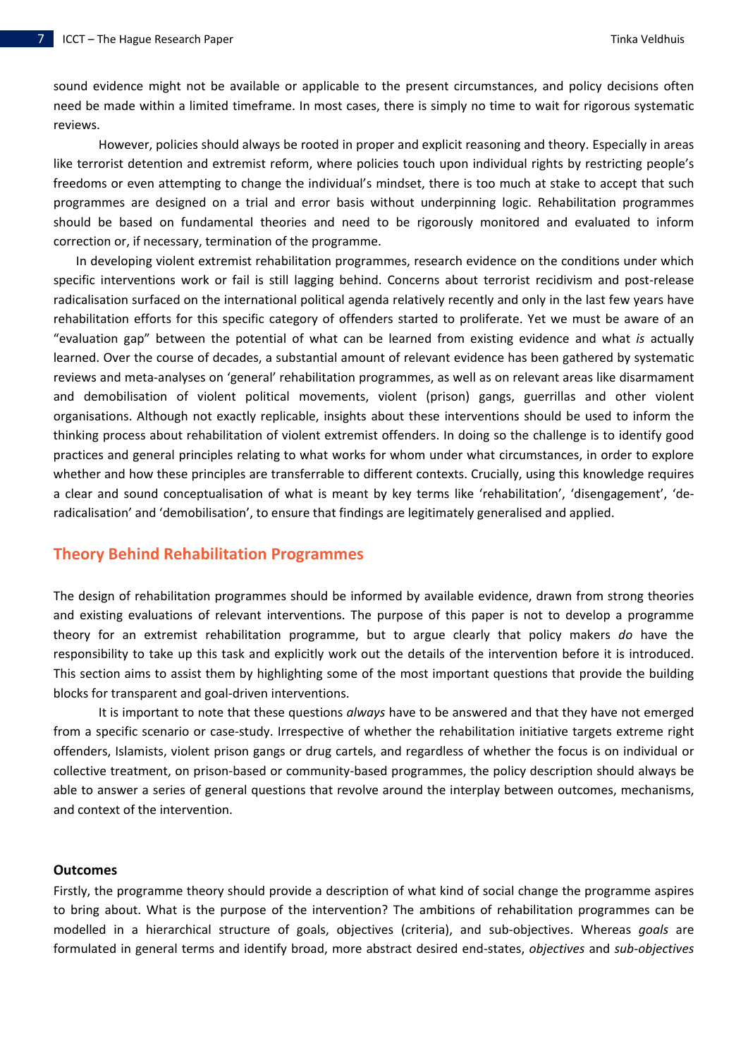sound evidence might not be available or applicable to the present circumstances, and policy decisions often need be made within a limited timeframe. In most cases, there is simply no time to wait for rigorous systematic reviews.

However, policies should always be rooted in proper and explicit reasoning and theory. Especially in areas like terrorist detention and extremist reform, where policies touch upon individual rights by restricting people's freedoms or even attempting to change the individual's mindset, there is too much at stake to accept that such programmes are designed on a trial and error basis without underpinning logic. Rehabilitation programmes should be based on fundamental theories and need to be rigorously monitored and evaluated to inform correction or, if necessary, termination of the programme.

In developing violent extremist rehabilitation programmes, research evidence on the conditions under which specific interventions work or fail is still lagging behind. Concerns about terrorist recidivism and post-release radicalisation surfaced on the international political agenda relatively recently and only in the last few years have rehabilitation efforts for this specific category of offenders started to proliferate. Yet we must be aware of an "evaluation gap" between the potential of what can be learned from existing evidence and what *is* actually learned. Over the course of decades, a substantial amount of relevant evidence has been gathered by systematic reviews and meta-analyses on 'general' rehabilitation programmes, as well as on relevant areas like disarmament and demobilisation of violent political movements, violent (prison) gangs, guerrillas and other violent organisations. Although not exactly replicable, insights about these interventions should be used to inform the thinking process about rehabilitation of violent extremist offenders. In doing so the challenge is to identify good practices and general principles relating to what works for whom under what circumstances, in order to explore whether and how these principles are transferrable to different contexts. Crucially, using this knowledge requires a clear and sound conceptualisation of what is meant by key terms like 'rehabilitation', 'disengagement', 'de-radicalisation' and 'demobilisation', to ensure that findings are legitimately generalised and applied.

## Theory Behind Rehabilitation Programmes

The design of rehabilitation programmes should be informed by available evidence, drawn from strong theories and existing evaluations of relevant interventions. The purpose of this paper is not to develop a programme theory for an extremist rehabilitation programme, but to argue clearly that policy makers *do* have the responsibility to take up this task and explicitly work out the details of the intervention before it is introduced. This section aims to assist them by highlighting some of the most important questions that provide the building blocks for transparent and goal-driven interventions.

It is important to note that these questions *always* have to be answered and that they have not emerged from a specific scenario or case-study. Irrespective of whether the rehabilitation initiative targets extreme right offenders, Islamists, violent prison gangs or drug cartels, and regardless of whether the focus is on individual or collective treatment, on prison-based or community-based programmes, the policy description should always be able to answer a series of general questions that revolve around the interplay between outcomes, mechanisms, and context of the intervention.

### Outcomes

Firstly, the programme theory should provide a description of what kind of social change the programme aspires to bring about. What is the purpose of the intervention? The ambitions of rehabilitation programmes can be modelled in a hierarchical structure of goals, objectives (criteria), and sub-objectives. Whereas *goals* are formulated in general terms and identify broad, more abstract desired end-states, *objectives* and *sub-objectives*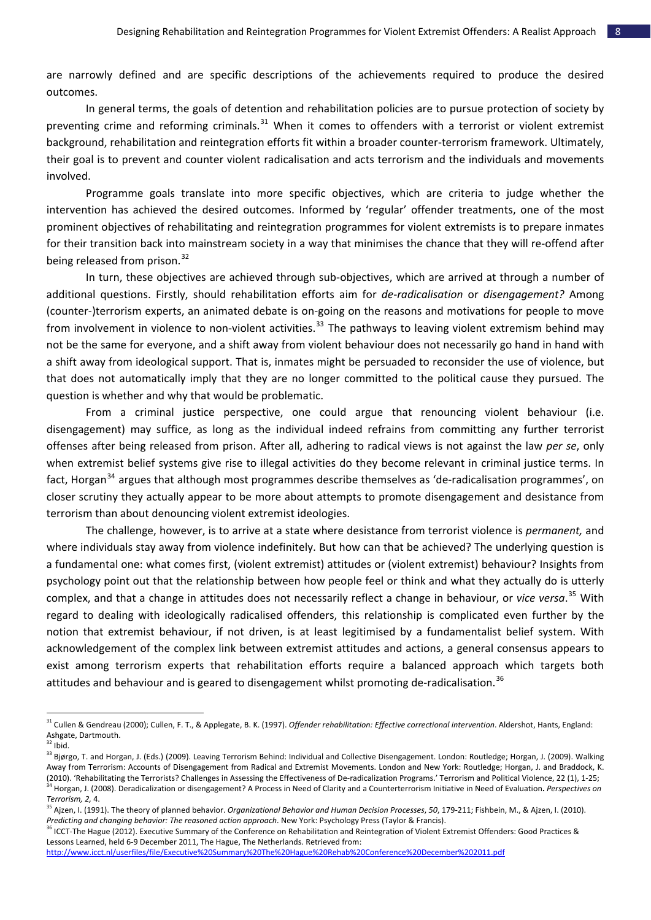are narrowly defined and are specific descriptions of the achievements required to produce the desired outcomes.

In general terms, the goals of detention and rehabilitation policies are to pursue protection of society by preventing crime and reforming criminals.[31] When it comes to offenders with a terrorist or violent extremist background, rehabilitation and reintegration efforts fit within a broader counter-terrorism framework. Ultimately, their goal is to prevent and counter violent radicalisation and acts terrorism and the individuals and movements involved.

Programme goals translate into more specific objectives, which are criteria to judge whether the intervention has achieved the desired outcomes. Informed by 'regular' offender treatments, one of the most prominent objectives of rehabilitating and reintegration programmes for violent extremists is to prepare inmates for their transition back into mainstream society in a way that minimises the chance that they will re-offend after being released from prison.[32]

In turn, these objectives are achieved through sub-objectives, which are arrived at through a number of additional questions. Firstly, should rehabilitation efforts aim for *de-radicalisation* or *disengagement?* Among (counter-)terrorism experts, an animated debate is on-going on the reasons and motivations for people to move from involvement in violence to non-violent activities.[33] The pathways to leaving violent extremism behind may not be the same for everyone, and a shift away from violent behaviour does not necessarily go hand in hand with a shift away from ideological support. That is, inmates might be persuaded to reconsider the use of violence, but that does not automatically imply that they are no longer committed to the political cause they pursued. The question is whether and why that would be problematic.

From a criminal justice perspective, one could argue that renouncing violent behaviour (i.e. disengagement) may suffice, as long as the individual indeed refrains from committing any further terrorist offenses after being released from prison. After all, adhering to radical views is not against the law *per se*, only when extremist belief systems give rise to illegal activities do they become relevant in criminal justice terms. In fact, Horgan[34] argues that although most programmes describe themselves as 'de-radicalisation programmes', on closer scrutiny they actually appear to be more about attempts to promote disengagement and desistance from terrorism than about denouncing violent extremist ideologies.

The challenge, however, is to arrive at a state where desistance from terrorist violence is *permanent,* and where individuals stay away from violence indefinitely. But how can that be achieved? The underlying question is a fundamental one: what comes first, (violent extremist) attitudes or (violent extremist) behaviour? Insights from psychology point out that the relationship between how people feel or think and what they actually do is utterly complex, and that a change in attitudes does not necessarily reflect a change in behaviour, or *vice versa*.[35] With regard to dealing with ideologically radicalised offenders, this relationship is complicated even further by the notion that extremist behaviour, if not driven, is at least legitimised by a fundamentalist belief system. With acknowledgement of the complex link between extremist attitudes and actions, a general consensus appears to exist among terrorism experts that rehabilitation efforts require a balanced approach which targets both attitudes and behaviour and is geared to disengagement whilst promoting de-radicalisation.[36]

---

[31] Cullen & Gendreau (2000); Cullen, F. T., & Applegate, B. K. (1997). *Offender rehabilitation: Effective correctional intervention*. Aldershot, Hants, England: Ashgate, Dartmouth.

[32] Ibid.

[33] Bjørgo, T. and Horgan, J. (Eds.) (2009). Leaving Terrorism Behind: Individual and Collective Disengagement. London: Routledge; Horgan, J. (2009). Walking Away from Terrorism: Accounts of Disengagement from Radical and Extremist Movements. London and New York: Routledge; Horgan, J. and Braddock, K. (2010). 'Rehabilitating the Terrorists? Challenges in Assessing the Effectiveness of De-radicalization Programs.' Terrorism and Political Violence, 22 (1), 1-25;

[34] Horgan, J. (2008). Deradicalization or disengagement? A Process in Need of Clarity and a Counterterrorism Initiative in Need of Evaluation. *Perspectives on Terrorism, 2,* 4.

[35] Ajzen, I. (1991). The theory of planned behavior. *Organizational Behavior and Human Decision Processes*, *50*, 179-211; Fishbein, M., & Ajzen, I. (2010). *Predicting and changing behavior: The reasoned action approach*. New York: Psychology Press (Taylor & Francis).

[36] ICCT-The Hague (2012). Executive Summary of the Conference on Rehabilitation and Reintegration of Violent Extremist Offenders: Good Practices & Lessons Learned, held 6-9 December 2011, The Hague, The Netherlands. Retrieved from: http://www.icct.nl/userfiles/file/Executive%20Summary%20The%20Hague%20Rehab%20Conference%20December%202011.pdf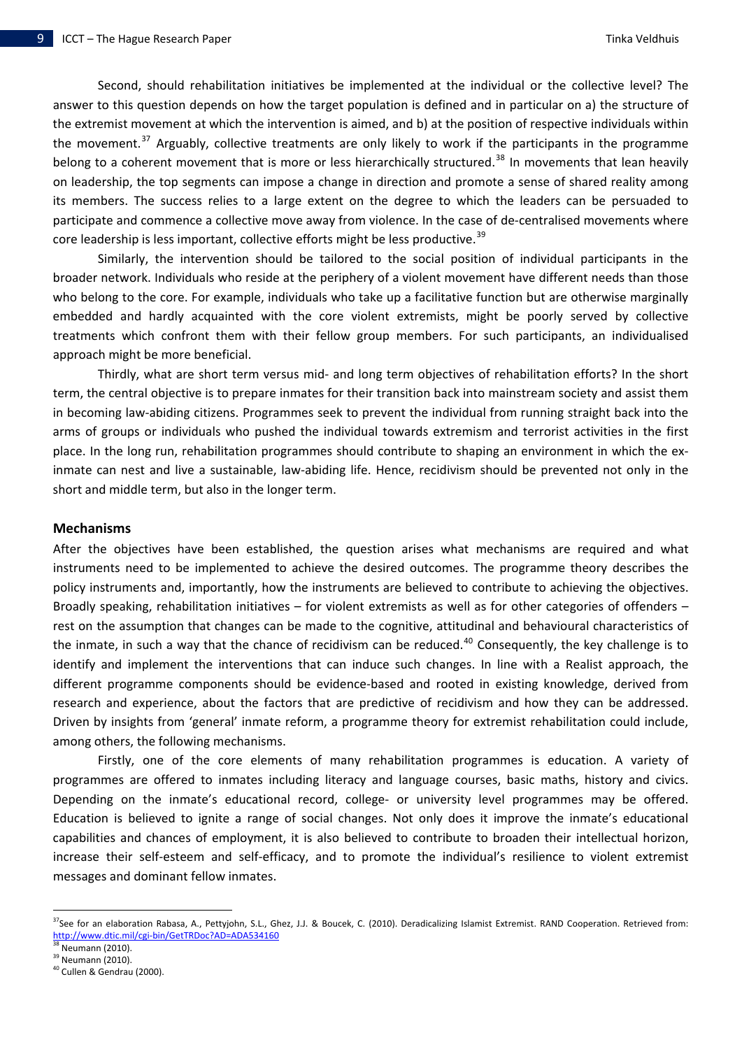Second, should rehabilitation initiatives be implemented at the individual or the collective level? The answer to this question depends on how the target population is defined and in particular on a) the structure of the extremist movement at which the intervention is aimed, and b) at the position of respective individuals within the movement.[37] Arguably, collective treatments are only likely to work if the participants in the programme belong to a coherent movement that is more or less hierarchically structured.[38] In movements that lean heavily on leadership, the top segments can impose a change in direction and promote a sense of shared reality among its members. The success relies to a large extent on the degree to which the leaders can be persuaded to participate and commence a collective move away from violence. In the case of de-centralised movements where core leadership is less important, collective efforts might be less productive.[39]

Similarly, the intervention should be tailored to the social position of individual participants in the broader network. Individuals who reside at the periphery of a violent movement have different needs than those who belong to the core. For example, individuals who take up a facilitative function but are otherwise marginally embedded and hardly acquainted with the core violent extremists, might be poorly served by collective treatments which confront them with their fellow group members. For such participants, an individualised approach might be more beneficial.

Thirdly, what are short term versus mid- and long term objectives of rehabilitation efforts? In the short term, the central objective is to prepare inmates for their transition back into mainstream society and assist them in becoming law-abiding citizens. Programmes seek to prevent the individual from running straight back into the arms of groups or individuals who pushed the individual towards extremism and terrorist activities in the first place. In the long run, rehabilitation programmes should contribute to shaping an environment in which the ex-inmate can nest and live a sustainable, law-abiding life. Hence, recidivism should be prevented not only in the short and middle term, but also in the longer term.

## Mechanisms

After the objectives have been established, the question arises what mechanisms are required and what instruments need to be implemented to achieve the desired outcomes. The programme theory describes the policy instruments and, importantly, how the instruments are believed to contribute to achieving the objectives. Broadly speaking, rehabilitation initiatives – for violent extremists as well as for other categories of offenders – rest on the assumption that changes can be made to the cognitive, attitudinal and behavioural characteristics of the inmate, in such a way that the chance of recidivism can be reduced.[40] Consequently, the key challenge is to identify and implement the interventions that can induce such changes. In line with a Realist approach, the different programme components should be evidence-based and rooted in existing knowledge, derived from research and experience, about the factors that are predictive of recidivism and how they can be addressed. Driven by insights from 'general' inmate reform, a programme theory for extremist rehabilitation could include, among others, the following mechanisms.

Firstly, one of the core elements of many rehabilitation programmes is education. A variety of programmes are offered to inmates including literacy and language courses, basic maths, history and civics. Depending on the inmate's educational record, college- or university level programmes may be offered. Education is believed to ignite a range of social changes. Not only does it improve the inmate's educational capabilities and chances of employment, it is also believed to contribute to broaden their intellectual horizon, increase their self-esteem and self-efficacy, and to promote the individual's resilience to violent extremist messages and dominant fellow inmates.

---

[37] See for an elaboration Rabasa, A., Pettyjohn, S.L., Ghez, J.J. & Boucek, C. (2010). Deradicalizing Islamist Extremist. RAND Cooperation. Retrieved from: http://www.dtic.mil/cgi-bin/GetTRDoc?AD=ADA534160

[38] Neumann (2010).

[39] Neumann (2010).

[40] Cullen & Gendrau (2000).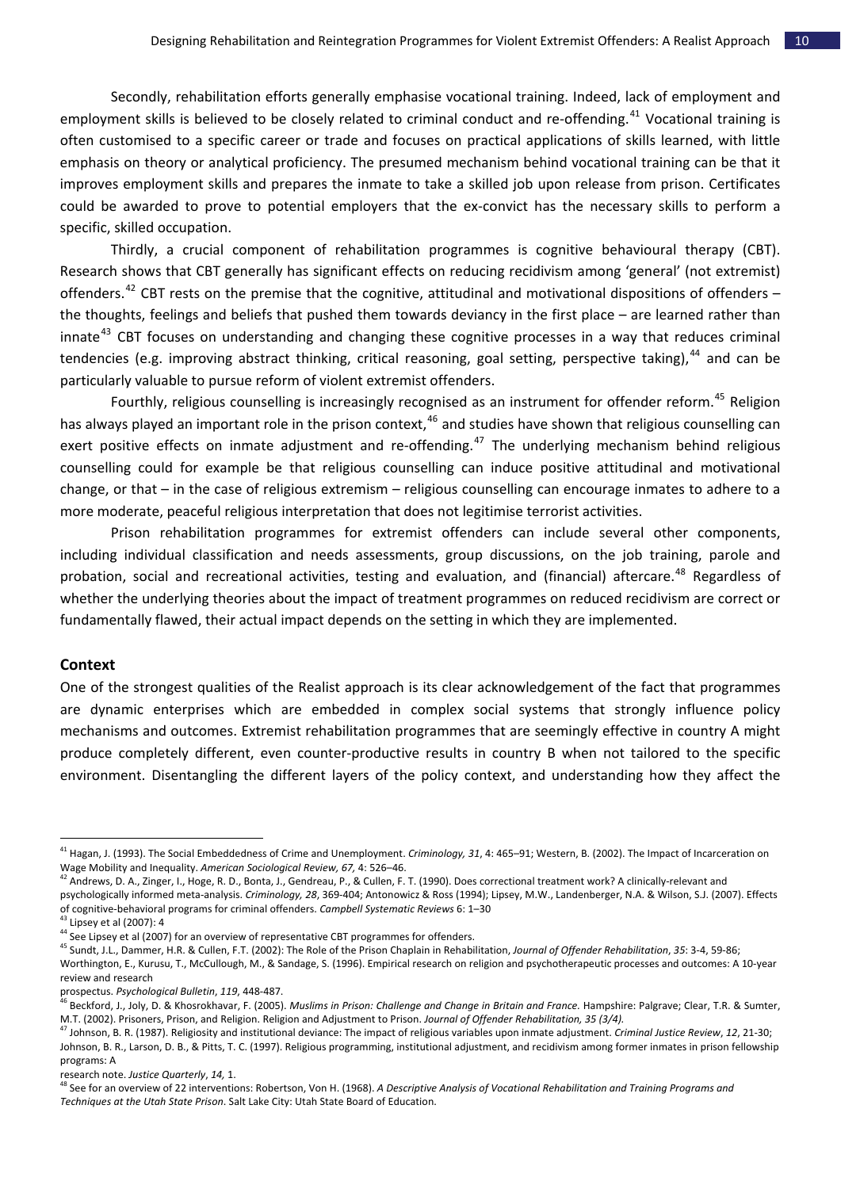Secondly, rehabilitation efforts generally emphasise vocational training. Indeed, lack of employment and employment skills is believed to be closely related to criminal conduct and re-offending.[41] Vocational training is often customised to a specific career or trade and focuses on practical applications of skills learned, with little emphasis on theory or analytical proficiency. The presumed mechanism behind vocational training can be that it improves employment skills and prepares the inmate to take a skilled job upon release from prison. Certificates could be awarded to prove to potential employers that the ex-convict has the necessary skills to perform a specific, skilled occupation.

Thirdly, a crucial component of rehabilitation programmes is cognitive behavioural therapy (CBT). Research shows that CBT generally has significant effects on reducing recidivism among 'general' (not extremist) offenders.[42] CBT rests on the premise that the cognitive, attitudinal and motivational dispositions of offenders – the thoughts, feelings and beliefs that pushed them towards deviancy in the first place – are learned rather than innate[43] CBT focuses on understanding and changing these cognitive processes in a way that reduces criminal tendencies (e.g. improving abstract thinking, critical reasoning, goal setting, perspective taking),[44] and can be particularly valuable to pursue reform of violent extremist offenders.

Fourthly, religious counselling is increasingly recognised as an instrument for offender reform.[45] Religion has always played an important role in the prison context,[46] and studies have shown that religious counselling can exert positive effects on inmate adjustment and re-offending.[47] The underlying mechanism behind religious counselling could for example be that religious counselling can induce positive attitudinal and motivational change, or that – in the case of religious extremism – religious counselling can encourage inmates to adhere to a more moderate, peaceful religious interpretation that does not legitimise terrorist activities.

Prison rehabilitation programmes for extremist offenders can include several other components, including individual classification and needs assessments, group discussions, on the job training, parole and probation, social and recreational activities, testing and evaluation, and (financial) aftercare.[48] Regardless of whether the underlying theories about the impact of treatment programmes on reduced recidivism are correct or fundamentally flawed, their actual impact depends on the setting in which they are implemented.

## Context

One of the strongest qualities of the Realist approach is its clear acknowledgement of the fact that programmes are dynamic enterprises which are embedded in complex social systems that strongly influence policy mechanisms and outcomes. Extremist rehabilitation programmes that are seemingly effective in country A might produce completely different, even counter-productive results in country B when not tailored to the specific environment. Disentangling the different layers of the policy context, and understanding how they affect the

---

[41] Hagan, J. (1993). The Social Embeddedness of Crime and Unemployment. *Criminology, 31*, 4: 465–91; Western, B. (2002). The Impact of Incarceration on Wage Mobility and Inequality. *American Sociological Review, 67,* 4: 526–46.

[42] Andrews, D. A., Zinger, I., Hoge, R. D., Bonta, J., Gendreau, P., & Cullen, F. T. (1990). Does correctional treatment work? A clinically-relevant and psychologically informed meta-analysis. *Criminology, 28*, 369-404; Antonowicz & Ross (1994); Lipsey, M.W., Landenberger, N.A. & Wilson, S.J. (2007). Effects of cognitive-behavioral programs for criminal offenders. *Campbell Systematic Reviews* 6: 1–30

[43] Lipsey et al (2007): 4

[44] See Lipsey et al (2007) for an overview of representative CBT programmes for offenders.

[45] Sundt, J.L., Dammer, H.R. & Cullen, F.T. (2002): The Role of the Prison Chaplain in Rehabilitation, *Journal of Offender Rehabilitation*, *35*: 3-4, 59-86; Worthington, E., Kurusu, T., McCullough, M., & Sandage, S. (1996). Empirical research on religion and psychotherapeutic processes and outcomes: A 10-year review and research prospectus. *Psychological Bulletin*, *119*, 448-487.

[46] Beckford, J., Joly, D. & Khosrokhavar, F. (2005). *Muslims in Prison: Challenge and Change in Britain and France.* Hampshire: Palgrave; Clear, T.R. & Sumter, M.T. (2002). Prisoners, Prison, and Religion. Religion and Adjustment to Prison. *Journal of Offender Rehabilitation, 35 (3/4).*

[47] Johnson, B. R. (1987). Religiosity and institutional deviance: The impact of religious variables upon inmate adjustment. *Criminal Justice Review*, *12*, 21-30; Johnson, B. R., Larson, D. B., & Pitts, T. C. (1997). Religious programming, institutional adjustment, and recidivism among former inmates in prison fellowship programs: A research note. *Justice Quarterly*, *14,* 1.

[48] See for an overview of 22 interventions: Robertson, Von H. (1968). *A Descriptive Analysis of Vocational Rehabilitation and Training Programs and Techniques at the Utah State Prison*. Salt Lake City: Utah State Board of Education.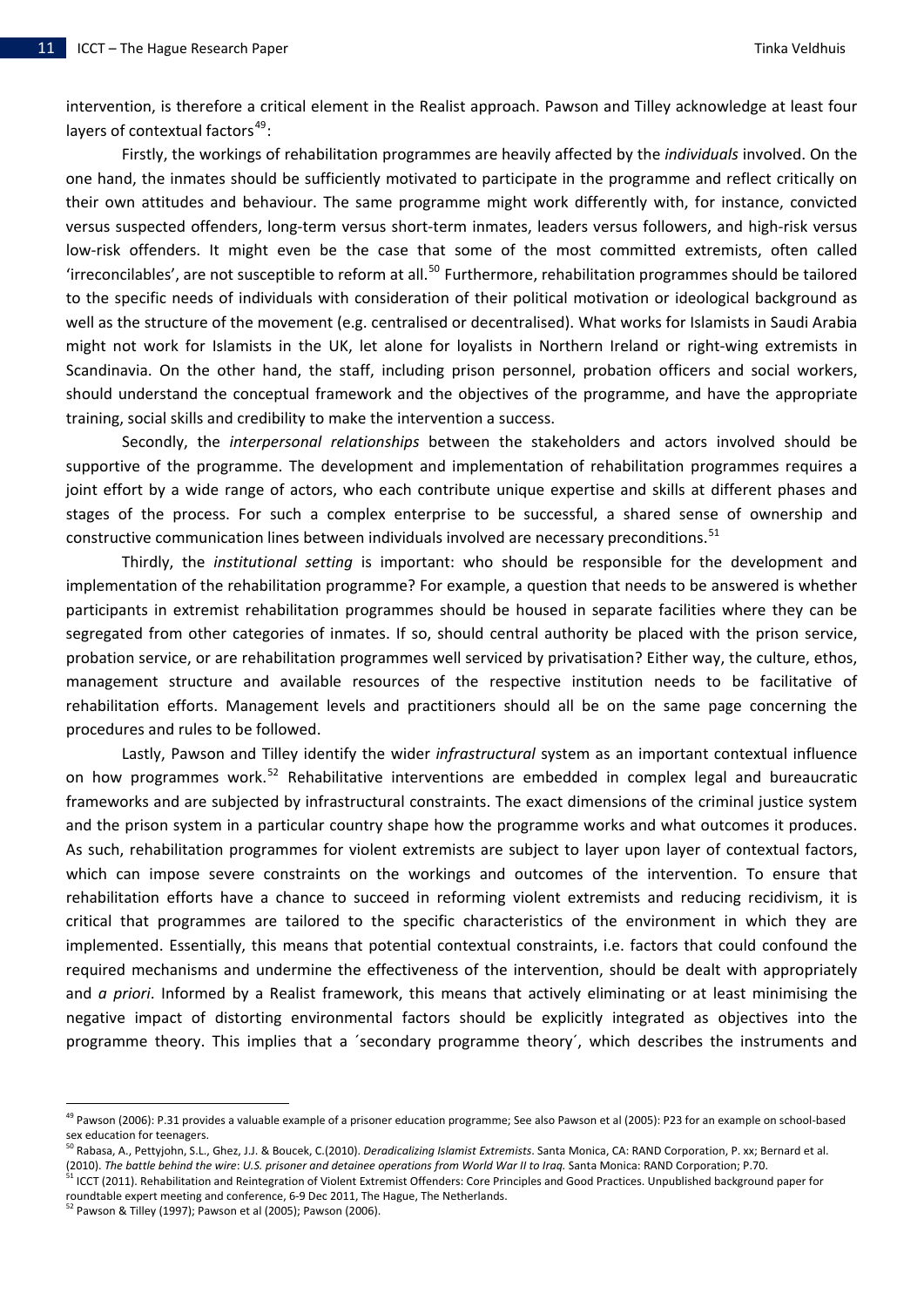intervention, is therefore a critical element in the Realist approach. Pawson and Tilley acknowledge at least four layers of contextual factors[49]:

Firstly, the workings of rehabilitation programmes are heavily affected by the *individuals* involved. On the one hand, the inmates should be sufficiently motivated to participate in the programme and reflect critically on their own attitudes and behaviour. The same programme might work differently with, for instance, convicted versus suspected offenders, long-term versus short-term inmates, leaders versus followers, and high-risk versus low-risk offenders. It might even be the case that some of the most committed extremists, often called 'irreconcilables', are not susceptible to reform at all.[50] Furthermore, rehabilitation programmes should be tailored to the specific needs of individuals with consideration of their political motivation or ideological background as well as the structure of the movement (e.g. centralised or decentralised). What works for Islamists in Saudi Arabia might not work for Islamists in the UK, let alone for loyalists in Northern Ireland or right-wing extremists in Scandinavia. On the other hand, the staff, including prison personnel, probation officers and social workers, should understand the conceptual framework and the objectives of the programme, and have the appropriate training, social skills and credibility to make the intervention a success.

Secondly, the *interpersonal relationships* between the stakeholders and actors involved should be supportive of the programme. The development and implementation of rehabilitation programmes requires a joint effort by a wide range of actors, who each contribute unique expertise and skills at different phases and stages of the process. For such a complex enterprise to be successful, a shared sense of ownership and constructive communication lines between individuals involved are necessary preconditions.[51]

Thirdly, the *institutional setting* is important: who should be responsible for the development and implementation of the rehabilitation programme? For example, a question that needs to be answered is whether participants in extremist rehabilitation programmes should be housed in separate facilities where they can be segregated from other categories of inmates. If so, should central authority be placed with the prison service, probation service, or are rehabilitation programmes well serviced by privatisation? Either way, the culture, ethos, management structure and available resources of the respective institution needs to be facilitative of rehabilitation efforts. Management levels and practitioners should all be on the same page concerning the procedures and rules to be followed.

Lastly, Pawson and Tilley identify the wider *infrastructural* system as an important contextual influence on how programmes work.[52] Rehabilitative interventions are embedded in complex legal and bureaucratic frameworks and are subjected by infrastructural constraints. The exact dimensions of the criminal justice system and the prison system in a particular country shape how the programme works and what outcomes it produces. As such, rehabilitation programmes for violent extremists are subject to layer upon layer of contextual factors, which can impose severe constraints on the workings and outcomes of the intervention. To ensure that rehabilitation efforts have a chance to succeed in reforming violent extremists and reducing recidivism, it is critical that programmes are tailored to the specific characteristics of the environment in which they are implemented. Essentially, this means that potential contextual constraints, i.e. factors that could confound the required mechanisms and undermine the effectiveness of the intervention, should be dealt with appropriately and *a priori*. Informed by a Realist framework, this means that actively eliminating or at least minimising the negative impact of distorting environmental factors should be explicitly integrated as objectives into the programme theory. This implies that a ´secondary programme theory´, which describes the instruments and

---

[49] Pawson (2006): P.31 provides a valuable example of a prisoner education programme; See also Pawson et al (2005): P23 for an example on school-based sex education for teenagers.

[50] Rabasa, A., Pettyjohn, S.L., Ghez, J.J. & Boucek, C.(2010). *Deradicalizing Islamist Extremists*. Santa Monica, CA: RAND Corporation, P. xx; Bernard et al. (2010). *The battle behind the wire*: *U.S. prisoner and detainee operations from World War II to Iraq.* Santa Monica: RAND Corporation; P.70.

[51] ICCT (2011). Rehabilitation and Reintegration of Violent Extremist Offenders: Core Principles and Good Practices. Unpublished background paper for roundtable expert meeting and conference, 6-9 Dec 2011, The Hague, The Netherlands.

[52] Pawson & Tilley (1997); Pawson et al (2005); Pawson (2006).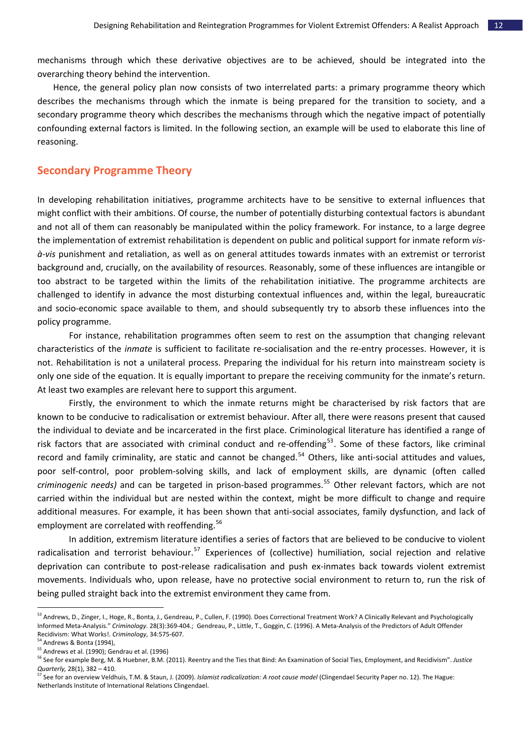mechanisms through which these derivative objectives are to be achieved, should be integrated into the overarching theory behind the intervention.

Hence, the general policy plan now consists of two interrelated parts: a primary programme theory which describes the mechanisms through which the inmate is being prepared for the transition to society, and a secondary programme theory which describes the mechanisms through which the negative impact of potentially confounding external factors is limited. In the following section, an example will be used to elaborate this line of reasoning.

## Secondary Programme Theory

In developing rehabilitation initiatives, programme architects have to be sensitive to external influences that might conflict with their ambitions. Of course, the number of potentially disturbing contextual factors is abundant and not all of them can reasonably be manipulated within the policy framework. For instance, to a large degree the implementation of extremist rehabilitation is dependent on public and political support for inmate reform *vis-à-vis* punishment and retaliation, as well as on general attitudes towards inmates with an extremist or terrorist background and, crucially, on the availability of resources. Reasonably, some of these influences are intangible or too abstract to be targeted within the limits of the rehabilitation initiative. The programme architects are challenged to identify in advance the most disturbing contextual influences and, within the legal, bureaucratic and socio-economic space available to them, and should subsequently try to absorb these influences into the policy programme.

For instance, rehabilitation programmes often seem to rest on the assumption that changing relevant characteristics of the *inmate* is sufficient to facilitate re-socialisation and the re-entry processes. However, it is not. Rehabilitation is not a unilateral process. Preparing the individual for his return into mainstream society is only one side of the equation. It is equally important to prepare the receiving community for the inmate's return. At least two examples are relevant here to support this argument.

Firstly, the environment to which the inmate returns might be characterised by risk factors that are known to be conducive to radicalisation or extremist behaviour. After all, there were reasons present that caused the individual to deviate and be incarcerated in the first place. Criminological literature has identified a range of risk factors that are associated with criminal conduct and re-offending[53]. Some of these factors, like criminal record and family criminality, are static and cannot be changed.[54] Others, like anti-social attitudes and values, poor self-control, poor problem-solving skills, and lack of employment skills, are dynamic (often called *criminogenic needs)* and can be targeted in prison-based programmes.[55] Other relevant factors, which are not carried within the individual but are nested within the context, might be more difficult to change and require additional measures. For example, it has been shown that anti-social associates, family dysfunction, and lack of employment are correlated with reoffending.[56]

In addition, extremism literature identifies a series of factors that are believed to be conducive to violent radicalisation and terrorist behaviour.[57] Experiences of (collective) humiliation, social rejection and relative deprivation can contribute to post-release radicalisation and push ex-inmates back towards violent extremist movements. Individuals who, upon release, have no protective social environment to return to, run the risk of being pulled straight back into the extremist environment they came from.

---

[53] Andrews, D., Zinger, I., Hoge, R., Bonta, J., Gendreau, P., Cullen, F. (1990). Does Correctional Treatment Work? A Clinically Relevant and Psychologically Informed Meta-Analysis." *Criminology*. 28(3):369-404.; Gendreau, P., Little, T., Goggin, C. (1996). A Meta-Analysis of the Predictors of Adult Offender Recidivism: What Works!. *Criminology*, 34:575-607.

[54] Andrews & Bonta (1994),

[55] Andrews et al. (1990); Gendrau et al. (1996)

[56] See for example Berg, M. & Huebner, B.M. (2011). Reentry and the Ties that Bind: An Examination of Social Ties, Employment, and Recidivism". *Justice Quarterly,* 28(1), 382 – 410.

[57] See for an overview Veldhuis, T.M. & Staun, J. (2009). *Islamist radicalization: A root cause model* (Clingendael Security Paper no. 12). The Hague: Netherlands Institute of International Relations Clingendael.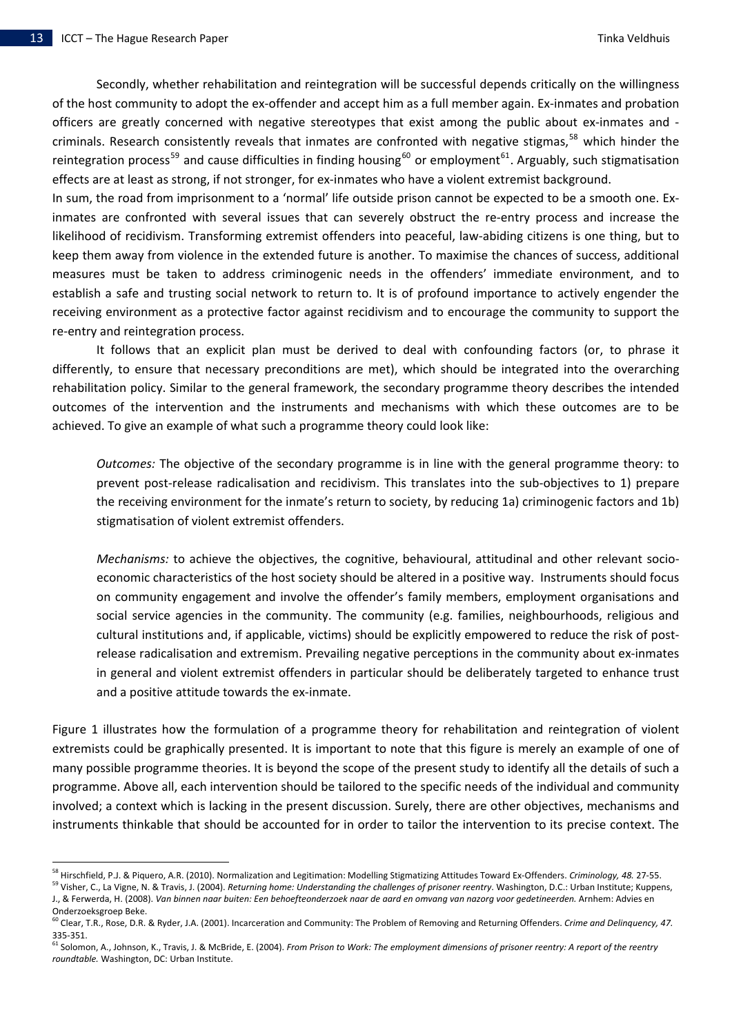Secondly, whether rehabilitation and reintegration will be successful depends critically on the willingness of the host community to adopt the ex-offender and accept him as a full member again. Ex-inmates and probation officers are greatly concerned with negative stereotypes that exist among the public about ex-inmates and -criminals. Research consistently reveals that inmates are confronted with negative stigmas,[58] which hinder the reintegration process[59] and cause difficulties in finding housing[60] or employment[61]. Arguably, such stigmatisation effects are at least as strong, if not stronger, for ex-inmates who have a violent extremist background.

In sum, the road from imprisonment to a 'normal' life outside prison cannot be expected to be a smooth one. Ex-inmates are confronted with several issues that can severely obstruct the re-entry process and increase the likelihood of recidivism. Transforming extremist offenders into peaceful, law-abiding citizens is one thing, but to keep them away from violence in the extended future is another. To maximise the chances of success, additional measures must be taken to address criminogenic needs in the offenders' immediate environment, and to establish a safe and trusting social network to return to. It is of profound importance to actively engender the receiving environment as a protective factor against recidivism and to encourage the community to support the re-entry and reintegration process.

It follows that an explicit plan must be derived to deal with confounding factors (or, to phrase it differently, to ensure that necessary preconditions are met), which should be integrated into the overarching rehabilitation policy. Similar to the general framework, the secondary programme theory describes the intended outcomes of the intervention and the instruments and mechanisms with which these outcomes are to be achieved. To give an example of what such a programme theory could look like:

> *Outcomes:* The objective of the secondary programme is in line with the general programme theory: to prevent post-release radicalisation and recidivism. This translates into the sub-objectives to 1) prepare the receiving environment for the inmate's return to society, by reducing 1a) criminogenic factors and 1b) stigmatisation of violent extremist offenders.
>
> *Mechanisms:* to achieve the objectives, the cognitive, behavioural, attitudinal and other relevant socio-economic characteristics of the host society should be altered in a positive way. Instruments should focus on community engagement and involve the offender's family members, employment organisations and social service agencies in the community. The community (e.g. families, neighbourhoods, religious and cultural institutions and, if applicable, victims) should be explicitly empowered to reduce the risk of post-release radicalisation and extremism. Prevailing negative perceptions in the community about ex-inmates in general and violent extremist offenders in particular should be deliberately targeted to enhance trust and a positive attitude towards the ex-inmate.

Figure 1 illustrates how the formulation of a programme theory for rehabilitation and reintegration of violent extremists could be graphically presented. It is important to note that this figure is merely an example of one of many possible programme theories. It is beyond the scope of the present study to identify all the details of such a programme. Above all, each intervention should be tailored to the specific needs of the individual and community involved; a context which is lacking in the present discussion. Surely, there are other objectives, mechanisms and instruments thinkable that should be accounted for in order to tailor the intervention to its precise context. The

---

[58] Hirschfield, P.J. & Piquero, A.R. (2010). Normalization and Legitimation: Modelling Stigmatizing Attitudes Toward Ex-Offenders. *Criminology, 48.* 27-55.

[59] Visher, C., La Vigne, N. & Travis, J. (2004). *Returning home: Understanding the challenges of prisoner reentry*. Washington, D.C.: Urban Institute; Kuppens, J., & Ferwerda, H. (2008). *Van binnen naar buiten: Een behoefteonderzoek naar de aard en omvang van nazorg voor gedetineerden.* Arnhem: Advies en Onderzoeksgroep Beke.

[60] Clear, T.R., Rose, D.R. & Ryder, J.A. (2001). Incarceration and Community: The Problem of Removing and Returning Offenders. *Crime and Delinquency, 47.* 335-351.

[61] Solomon, A., Johnson, K., Travis, J. & McBride, E. (2004). *From Prison to Work: The employment dimensions of prisoner reentry: A report of the reentry roundtable.* Washington, DC: Urban Institute.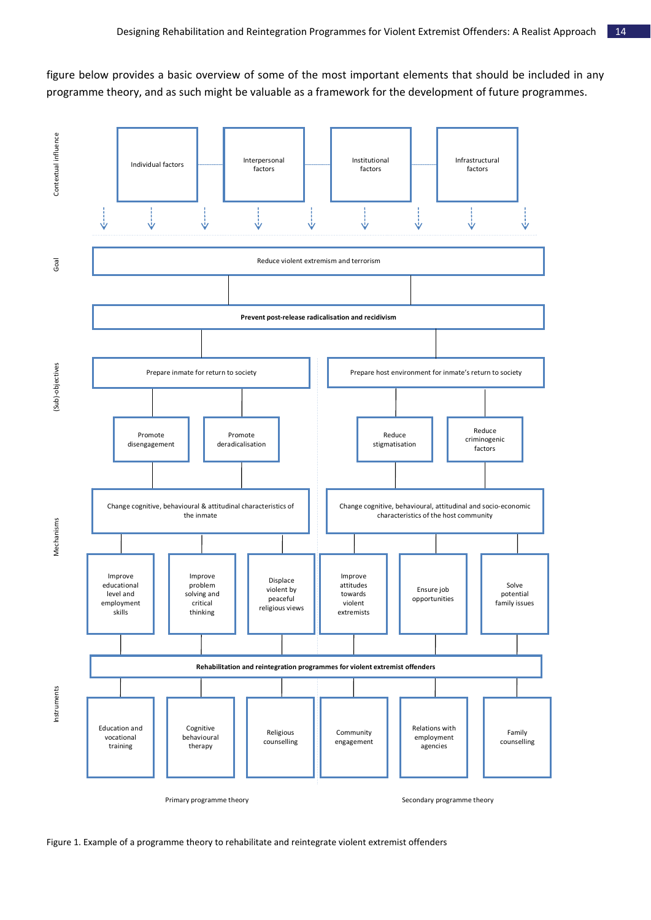figure below provides a basic overview of some of the most important elements that should be included in any programme theory, and as such might be valuable as a framework for the development of future programmes.

**Contextual influence**

- Individual factors
- Interpersonal factors
- Institutional factors
- Infrastructural factors

**Goal**

- Reduce violent extremism and terrorism
  - **Prevent post-release radicalisation and recidivism**

**(Sub)-objectives**

| Primary programme theory | Secondary programme theory |
|---|---|
| Prepare inmate for return to society | Prepare host environment for inmate's return to society |
| Promote disengagement; Promote deradicalisation | Reduce stigmatisation; Reduce criminogenic factors |

**Mechanisms**

| Primary programme theory | Secondary programme theory |
|---|---|
| Change cognitive, behavioural & attitudinal characteristics of the inmate | Change cognitive, behavioural, attitudinal and socio-economic characteristics of the host community |

| Improve educational level and employment skills | Improve problem solving and critical thinking | Displace violent by peaceful religious views | Improve attitudes towards violent extremists | Ensure job opportunities | Solve potential family issues |
|---|---|---|---|---|---|

**Rehabilitation and reintegration programmes for violent extremist offenders**

**Instruments**

| Education and vocational training | Cognitive behavioural therapy | Religious counselling | Community engagement | Relations with employment agencies | Family counselling |
|---|---|---|---|---|---|

Primary programme theory | Secondary programme theory

Figure 1. Example of a programme theory to rehabilitate and reintegrate violent extremist offenders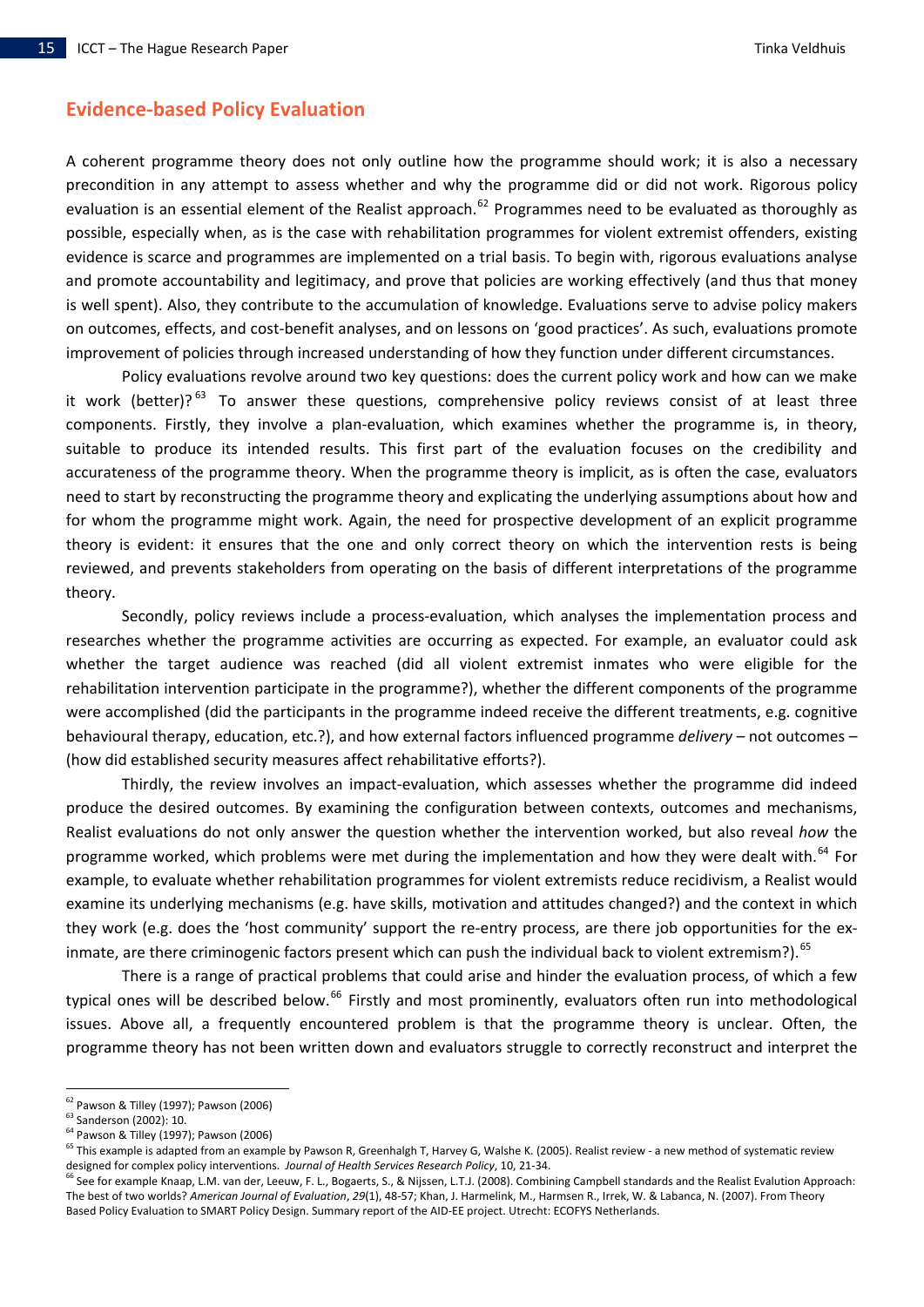## Evidence-based Policy Evaluation

A coherent programme theory does not only outline how the programme should work; it is also a necessary precondition in any attempt to assess whether and why the programme did or did not work. Rigorous policy evaluation is an essential element of the Realist approach.[62] Programmes need to be evaluated as thoroughly as possible, especially when, as is the case with rehabilitation programmes for violent extremist offenders, existing evidence is scarce and programmes are implemented on a trial basis. To begin with, rigorous evaluations analyse and promote accountability and legitimacy, and prove that policies are working effectively (and thus that money is well spent). Also, they contribute to the accumulation of knowledge. Evaluations serve to advise policy makers on outcomes, effects, and cost-benefit analyses, and on lessons on 'good practices'. As such, evaluations promote improvement of policies through increased understanding of how they function under different circumstances.

Policy evaluations revolve around two key questions: does the current policy work and how can we make it work (better)?[63] To answer these questions, comprehensive policy reviews consist of at least three components. Firstly, they involve a plan-evaluation, which examines whether the programme is, in theory, suitable to produce its intended results. This first part of the evaluation focuses on the credibility and accurateness of the programme theory. When the programme theory is implicit, as is often the case, evaluators need to start by reconstructing the programme theory and explicating the underlying assumptions about how and for whom the programme might work. Again, the need for prospective development of an explicit programme theory is evident: it ensures that the one and only correct theory on which the intervention rests is being reviewed, and prevents stakeholders from operating on the basis of different interpretations of the programme theory.

Secondly, policy reviews include a process-evaluation, which analyses the implementation process and researches whether the programme activities are occurring as expected. For example, an evaluator could ask whether the target audience was reached (did all violent extremist inmates who were eligible for the rehabilitation intervention participate in the programme?), whether the different components of the programme were accomplished (did the participants in the programme indeed receive the different treatments, e.g. cognitive behavioural therapy, education, etc.?), and how external factors influenced programme *delivery* – not outcomes – (how did established security measures affect rehabilitative efforts?).

Thirdly, the review involves an impact-evaluation, which assesses whether the programme did indeed produce the desired outcomes. By examining the configuration between contexts, outcomes and mechanisms, Realist evaluations do not only answer the question whether the intervention worked, but also reveal *how* the programme worked, which problems were met during the implementation and how they were dealt with.[64] For example, to evaluate whether rehabilitation programmes for violent extremists reduce recidivism, a Realist would examine its underlying mechanisms (e.g. have skills, motivation and attitudes changed?) and the context in which they work (e.g. does the 'host community' support the re-entry process, are there job opportunities for the ex-inmate, are there criminogenic factors present which can push the individual back to violent extremism?).[65]

There is a range of practical problems that could arise and hinder the evaluation process, of which a few typical ones will be described below.[66] Firstly and most prominently, evaluators often run into methodological issues. Above all, a frequently encountered problem is that the programme theory is unclear. Often, the programme theory has not been written down and evaluators struggle to correctly reconstruct and interpret the

---

[62] Pawson & Tilley (1997); Pawson (2006)

[63] Sanderson (2002): 10.

[64] Pawson & Tilley (1997); Pawson (2006)

[65] This example is adapted from an example by Pawson R, Greenhalgh T, Harvey G, Walshe K. (2005). Realist review - a new method of systematic review designed for complex policy interventions. *Journal of Health Services Research Policy*, 10, 21-34.

[66] See for example Knaap, L.M. van der, Leeuw, F. L., Bogaerts, S., & Nijssen, L.T.J. (2008). Combining Campbell standards and the Realist Evalution Approach: The best of two worlds? *American Journal of Evaluation*, *29*(1), 48-57; Khan, J. Harmelink, M., Harmsen R., Irrek, W. & Labanca, N. (2007). From Theory Based Policy Evaluation to SMART Policy Design. Summary report of the AID-EE project. Utrecht: ECOFYS Netherlands.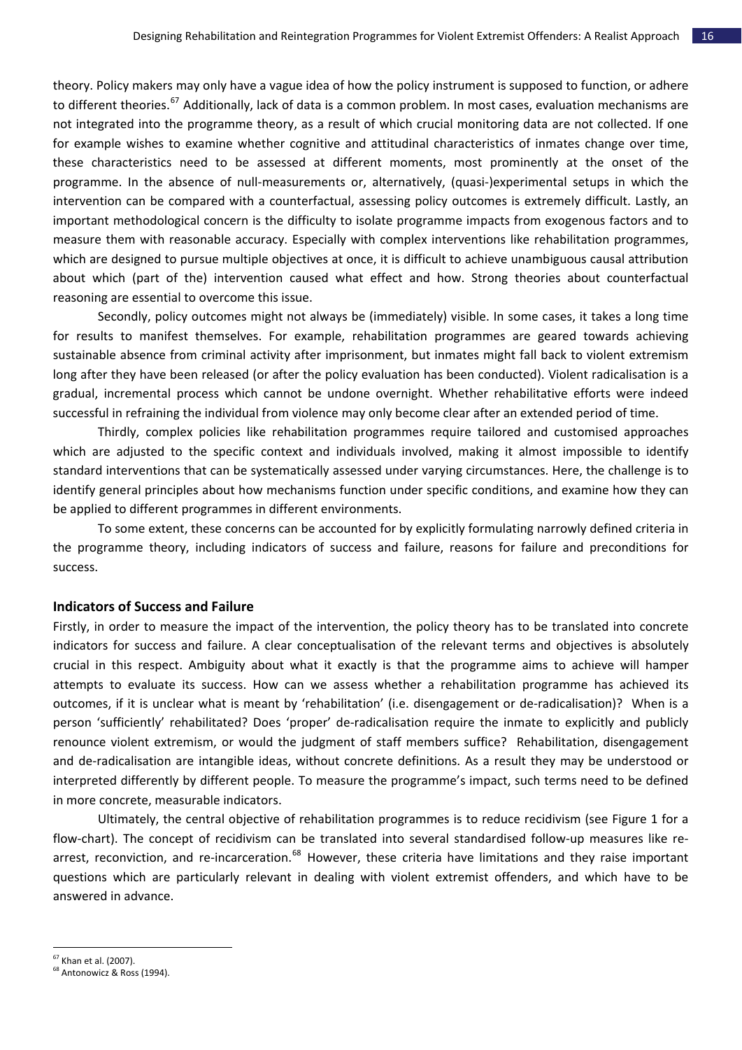theory. Policy makers may only have a vague idea of how the policy instrument is supposed to function, or adhere to different theories.[67] Additionally, lack of data is a common problem. In most cases, evaluation mechanisms are not integrated into the programme theory, as a result of which crucial monitoring data are not collected. If one for example wishes to examine whether cognitive and attitudinal characteristics of inmates change over time, these characteristics need to be assessed at different moments, most prominently at the onset of the programme. In the absence of null-measurements or, alternatively, (quasi-)experimental setups in which the intervention can be compared with a counterfactual, assessing policy outcomes is extremely difficult. Lastly, an important methodological concern is the difficulty to isolate programme impacts from exogenous factors and to measure them with reasonable accuracy. Especially with complex interventions like rehabilitation programmes, which are designed to pursue multiple objectives at once, it is difficult to achieve unambiguous causal attribution about which (part of the) intervention caused what effect and how. Strong theories about counterfactual reasoning are essential to overcome this issue.

Secondly, policy outcomes might not always be (immediately) visible. In some cases, it takes a long time for results to manifest themselves. For example, rehabilitation programmes are geared towards achieving sustainable absence from criminal activity after imprisonment, but inmates might fall back to violent extremism long after they have been released (or after the policy evaluation has been conducted). Violent radicalisation is a gradual, incremental process which cannot be undone overnight. Whether rehabilitative efforts were indeed successful in refraining the individual from violence may only become clear after an extended period of time.

Thirdly, complex policies like rehabilitation programmes require tailored and customised approaches which are adjusted to the specific context and individuals involved, making it almost impossible to identify standard interventions that can be systematically assessed under varying circumstances. Here, the challenge is to identify general principles about how mechanisms function under specific conditions, and examine how they can be applied to different programmes in different environments.

To some extent, these concerns can be accounted for by explicitly formulating narrowly defined criteria in the programme theory, including indicators of success and failure, reasons for failure and preconditions for success.

### Indicators of Success and Failure

Firstly, in order to measure the impact of the intervention, the policy theory has to be translated into concrete indicators for success and failure. A clear conceptualisation of the relevant terms and objectives is absolutely crucial in this respect. Ambiguity about what it exactly is that the programme aims to achieve will hamper attempts to evaluate its success. How can we assess whether a rehabilitation programme has achieved its outcomes, if it is unclear what is meant by 'rehabilitation' (i.e. disengagement or de-radicalisation)? When is a person 'sufficiently' rehabilitated? Does 'proper' de-radicalisation require the inmate to explicitly and publicly renounce violent extremism, or would the judgment of staff members suffice? Rehabilitation, disengagement and de-radicalisation are intangible ideas, without concrete definitions. As a result they may be understood or interpreted differently by different people. To measure the programme's impact, such terms need to be defined in more concrete, measurable indicators.

Ultimately, the central objective of rehabilitation programmes is to reduce recidivism (see Figure 1 for a flow-chart). The concept of recidivism can be translated into several standardised follow-up measures like re-arrest, reconviction, and re-incarceration.[68] However, these criteria have limitations and they raise important questions which are particularly relevant in dealing with violent extremist offenders, and which have to be answered in advance.

[67] Khan et al. (2007).

[68] Antonowicz & Ross (1994).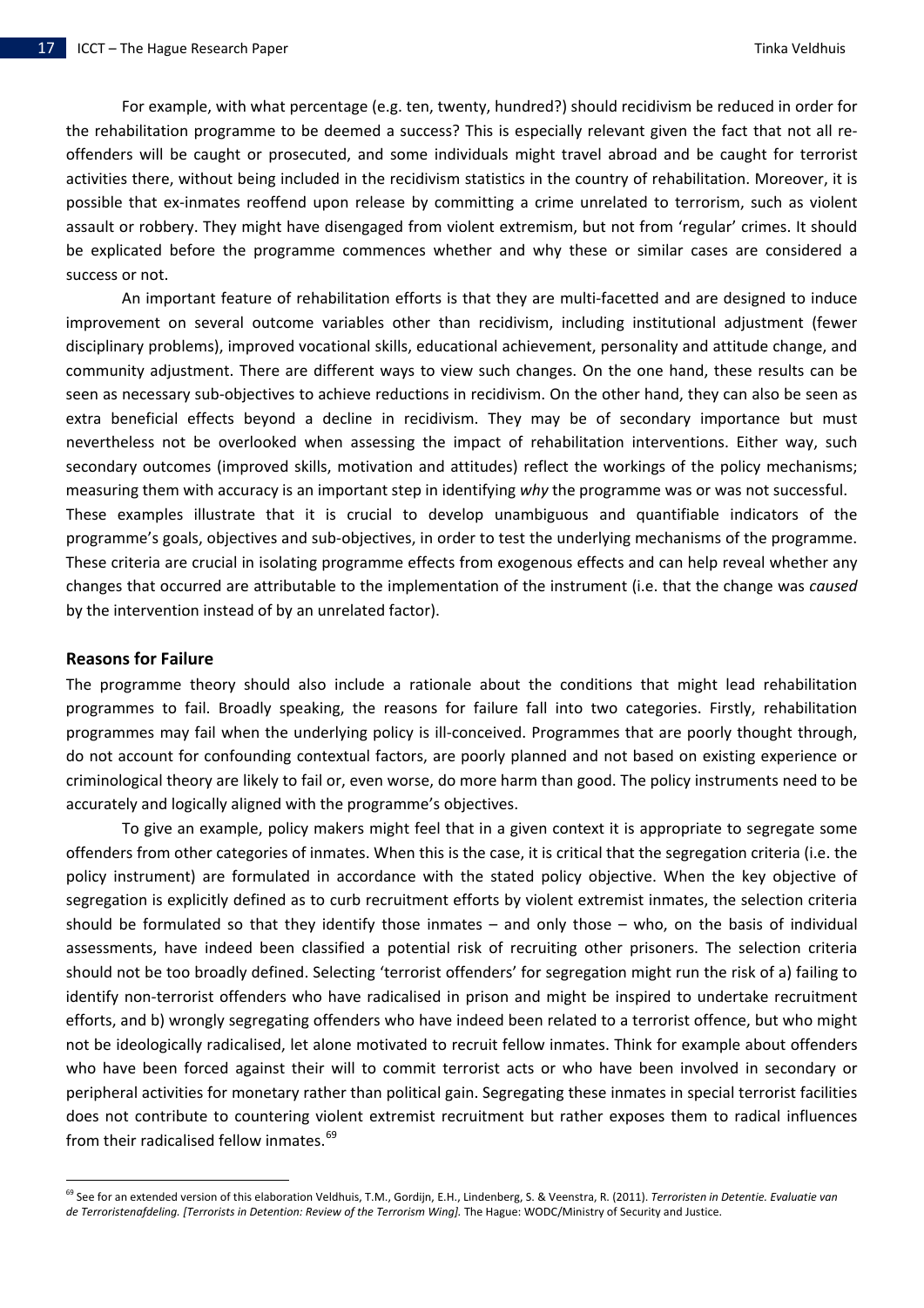For example, with what percentage (e.g. ten, twenty, hundred?) should recidivism be reduced in order for the rehabilitation programme to be deemed a success? This is especially relevant given the fact that not all re-offenders will be caught or prosecuted, and some individuals might travel abroad and be caught for terrorist activities there, without being included in the recidivism statistics in the country of rehabilitation. Moreover, it is possible that ex-inmates reoffend upon release by committing a crime unrelated to terrorism, such as violent assault or robbery. They might have disengaged from violent extremism, but not from 'regular' crimes. It should be explicated before the programme commences whether and why these or similar cases are considered a success or not.

An important feature of rehabilitation efforts is that they are multi-facetted and are designed to induce improvement on several outcome variables other than recidivism, including institutional adjustment (fewer disciplinary problems), improved vocational skills, educational achievement, personality and attitude change, and community adjustment. There are different ways to view such changes. On the one hand, these results can be seen as necessary sub-objectives to achieve reductions in recidivism. On the other hand, they can also be seen as extra beneficial effects beyond a decline in recidivism. They may be of secondary importance but must nevertheless not be overlooked when assessing the impact of rehabilitation interventions. Either way, such secondary outcomes (improved skills, motivation and attitudes) reflect the workings of the policy mechanisms; measuring them with accuracy is an important step in identifying *why* the programme was or was not successful.

These examples illustrate that it is crucial to develop unambiguous and quantifiable indicators of the programme's goals, objectives and sub-objectives, in order to test the underlying mechanisms of the programme. These criteria are crucial in isolating programme effects from exogenous effects and can help reveal whether any changes that occurred are attributable to the implementation of the instrument (i.e. that the change was *caused* by the intervention instead of by an unrelated factor).

### Reasons for Failure

The programme theory should also include a rationale about the conditions that might lead rehabilitation programmes to fail. Broadly speaking, the reasons for failure fall into two categories. Firstly, rehabilitation programmes may fail when the underlying policy is ill-conceived. Programmes that are poorly thought through, do not account for confounding contextual factors, are poorly planned and not based on existing experience or criminological theory are likely to fail or, even worse, do more harm than good. The policy instruments need to be accurately and logically aligned with the programme's objectives.

To give an example, policy makers might feel that in a given context it is appropriate to segregate some offenders from other categories of inmates. When this is the case, it is critical that the segregation criteria (i.e. the policy instrument) are formulated in accordance with the stated policy objective. When the key objective of segregation is explicitly defined as to curb recruitment efforts by violent extremist inmates, the selection criteria should be formulated so that they identify those inmates – and only those – who, on the basis of individual assessments, have indeed been classified a potential risk of recruiting other prisoners. The selection criteria should not be too broadly defined. Selecting 'terrorist offenders' for segregation might run the risk of a) failing to identify non-terrorist offenders who have radicalised in prison and might be inspired to undertake recruitment efforts, and b) wrongly segregating offenders who have indeed been related to a terrorist offence, but who might not be ideologically radicalised, let alone motivated to recruit fellow inmates. Think for example about offenders who have been forced against their will to commit terrorist acts or who have been involved in secondary or peripheral activities for monetary rather than political gain. Segregating these inmates in special terrorist facilities does not contribute to countering violent extremist recruitment but rather exposes them to radical influences from their radicalised fellow inmates.[69]

---

[69] See for an extended version of this elaboration Veldhuis, T.M., Gordijn, E.H., Lindenberg, S. & Veenstra, R. (2011). *Terroristen in Detentie. Evaluatie van de Terroristenafdeling. [Terrorists in Detention: Review of the Terrorism Wing].* The Hague: WODC/Ministry of Security and Justice.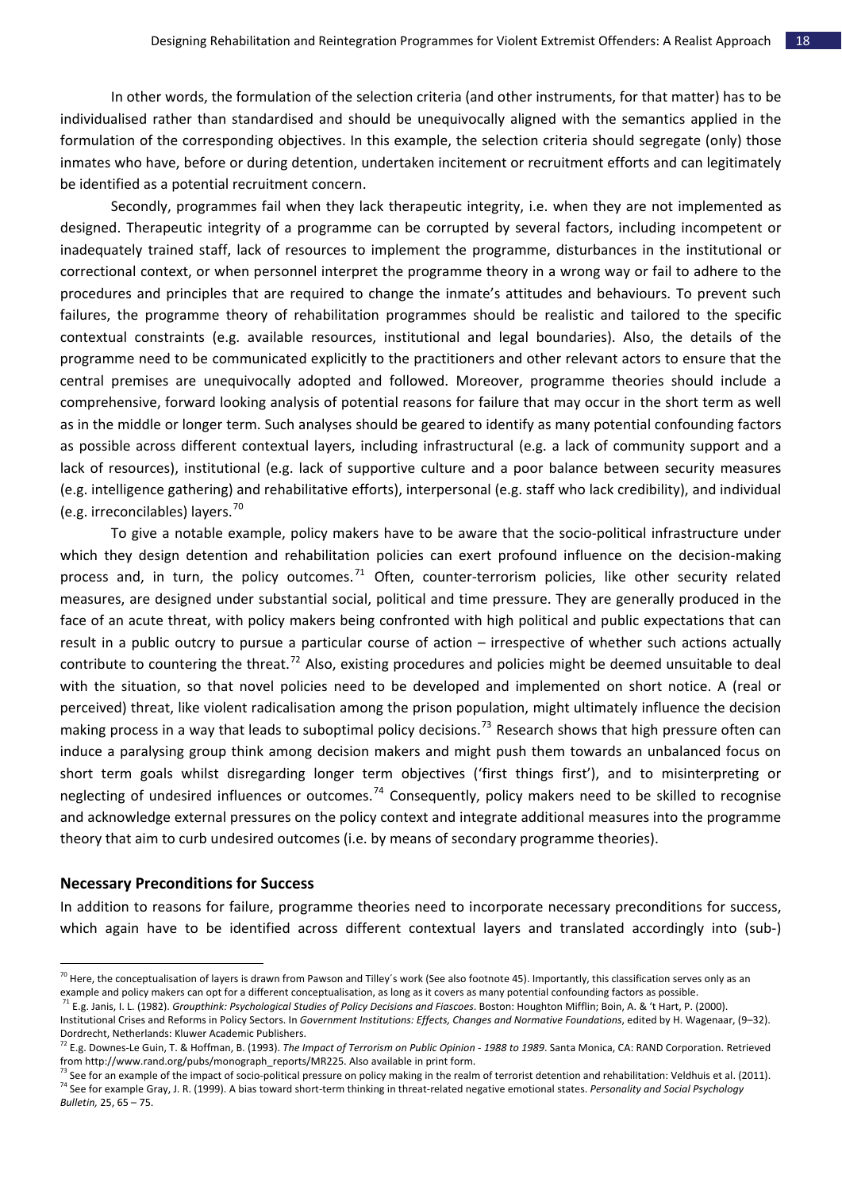In other words, the formulation of the selection criteria (and other instruments, for that matter) has to be individualised rather than standardised and should be unequivocally aligned with the semantics applied in the formulation of the corresponding objectives. In this example, the selection criteria should segregate (only) those inmates who have, before or during detention, undertaken incitement or recruitment efforts and can legitimately be identified as a potential recruitment concern.

Secondly, programmes fail when they lack therapeutic integrity, i.e. when they are not implemented as designed. Therapeutic integrity of a programme can be corrupted by several factors, including incompetent or inadequately trained staff, lack of resources to implement the programme, disturbances in the institutional or correctional context, or when personnel interpret the programme theory in a wrong way or fail to adhere to the procedures and principles that are required to change the inmate's attitudes and behaviours. To prevent such failures, the programme theory of rehabilitation programmes should be realistic and tailored to the specific contextual constraints (e.g. available resources, institutional and legal boundaries). Also, the details of the programme need to be communicated explicitly to the practitioners and other relevant actors to ensure that the central premises are unequivocally adopted and followed. Moreover, programme theories should include a comprehensive, forward looking analysis of potential reasons for failure that may occur in the short term as well as in the middle or longer term. Such analyses should be geared to identify as many potential confounding factors as possible across different contextual layers, including infrastructural (e.g. a lack of community support and a lack of resources), institutional (e.g. lack of supportive culture and a poor balance between security measures (e.g. intelligence gathering) and rehabilitative efforts), interpersonal (e.g. staff who lack credibility), and individual (e.g. irreconcilables) layers.[70]

To give a notable example, policy makers have to be aware that the socio-political infrastructure under which they design detention and rehabilitation policies can exert profound influence on the decision-making process and, in turn, the policy outcomes.[71] Often, counter-terrorism policies, like other security related measures, are designed under substantial social, political and time pressure. They are generally produced in the face of an acute threat, with policy makers being confronted with high political and public expectations that can result in a public outcry to pursue a particular course of action – irrespective of whether such actions actually contribute to countering the threat.[72] Also, existing procedures and policies might be deemed unsuitable to deal with the situation, so that novel policies need to be developed and implemented on short notice. A (real or perceived) threat, like violent radicalisation among the prison population, might ultimately influence the decision making process in a way that leads to suboptimal policy decisions.[73] Research shows that high pressure often can induce a paralysing group think among decision makers and might push them towards an unbalanced focus on short term goals whilst disregarding longer term objectives ('first things first'), and to misinterpreting or neglecting of undesired influences or outcomes.[74] Consequently, policy makers need to be skilled to recognise and acknowledge external pressures on the policy context and integrate additional measures into the programme theory that aim to curb undesired outcomes (i.e. by means of secondary programme theories).

### Necessary Preconditions for Success

In addition to reasons for failure, programme theories need to incorporate necessary preconditions for success, which again have to be identified across different contextual layers and translated accordingly into (sub-)

---

[70] Here, the conceptualisation of layers is drawn from Pawson and Tilley´s work (See also footnote 45). Importantly, this classification serves only as an example and policy makers can opt for a different conceptualisation, as long as it covers as many potential confounding factors as possible.

[71] E.g. Janis, I. L. (1982). *Groupthink: Psychological Studies of Policy Decisions and Fiascoes*. Boston: Houghton Mifflin; Boin, A. & 't Hart, P. (2000). Institutional Crises and Reforms in Policy Sectors. In *Government Institutions: Effects, Changes and Normative Foundations*, edited by H. Wagenaar, (9–32). Dordrecht, Netherlands: Kluwer Academic Publishers.

[72] E.g. Downes-Le Guin, T. & Hoffman, B. (1993). *The Impact of Terrorism on Public Opinion - 1988 to 1989*. Santa Monica, CA: RAND Corporation. Retrieved from http://www.rand.org/pubs/monograph_reports/MR225. Also available in print form.

[73] See for an example of the impact of socio-political pressure on policy making in the realm of terrorist detention and rehabilitation: Veldhuis et al. (2011).

[74] See for example Gray, J. R. (1999). A bias toward short-term thinking in threat-related negative emotional states. *Personality and Social Psychology Bulletin,* 25, 65 – 75.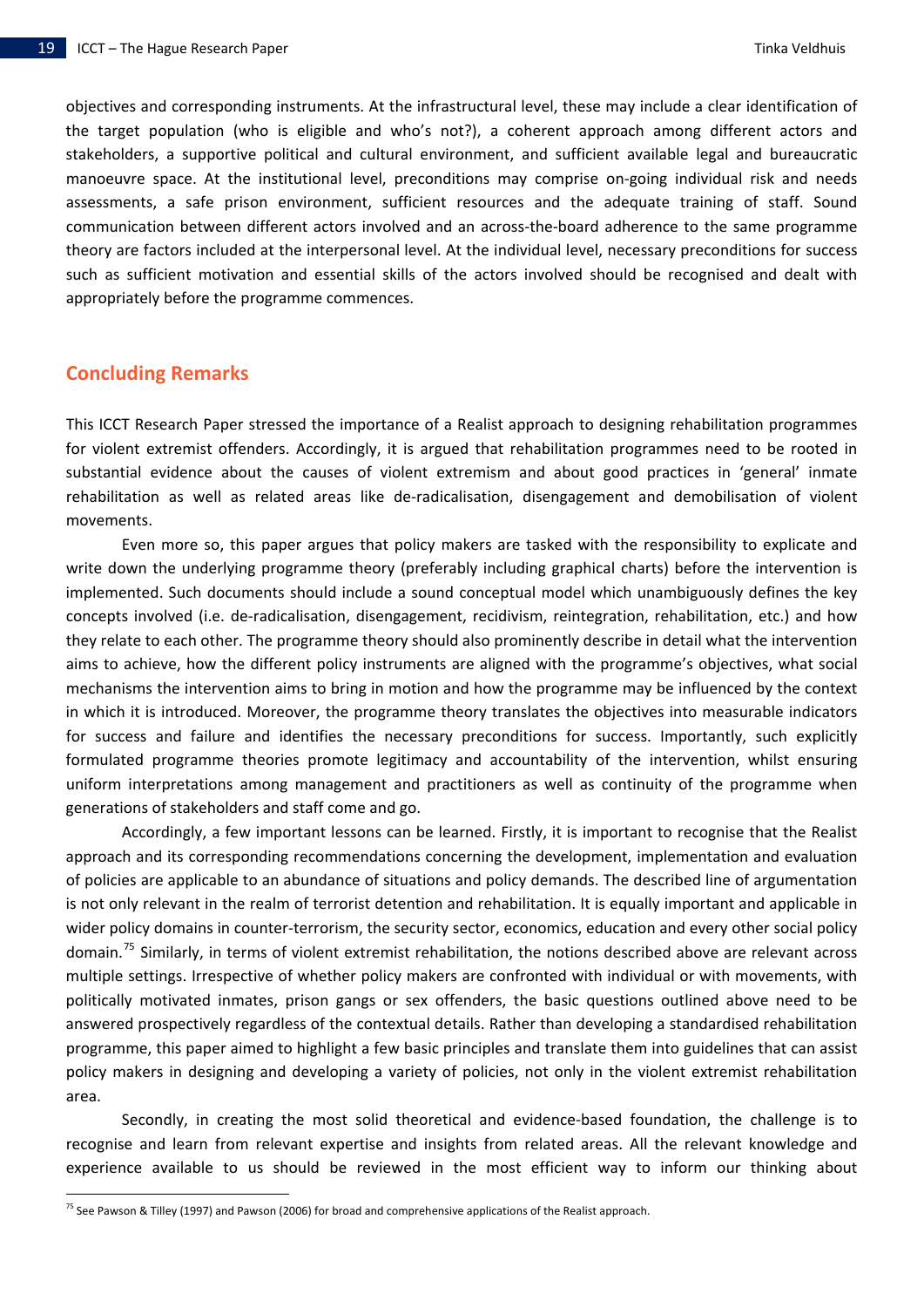objectives and corresponding instruments. At the infrastructural level, these may include a clear identification of the target population (who is eligible and who's not?), a coherent approach among different actors and stakeholders, a supportive political and cultural environment, and sufficient available legal and bureaucratic manoeuvre space. At the institutional level, preconditions may comprise on-going individual risk and needs assessments, a safe prison environment, sufficient resources and the adequate training of staff. Sound communication between different actors involved and an across-the-board adherence to the same programme theory are factors included at the interpersonal level. At the individual level, necessary preconditions for success such as sufficient motivation and essential skills of the actors involved should be recognised and dealt with appropriately before the programme commences.

## Concluding Remarks

This ICCT Research Paper stressed the importance of a Realist approach to designing rehabilitation programmes for violent extremist offenders. Accordingly, it is argued that rehabilitation programmes need to be rooted in substantial evidence about the causes of violent extremism and about good practices in 'general' inmate rehabilitation as well as related areas like de-radicalisation, disengagement and demobilisation of violent movements.

Even more so, this paper argues that policy makers are tasked with the responsibility to explicate and write down the underlying programme theory (preferably including graphical charts) before the intervention is implemented. Such documents should include a sound conceptual model which unambiguously defines the key concepts involved (i.e. de-radicalisation, disengagement, recidivism, reintegration, rehabilitation, etc.) and how they relate to each other. The programme theory should also prominently describe in detail what the intervention aims to achieve, how the different policy instruments are aligned with the programme's objectives, what social mechanisms the intervention aims to bring in motion and how the programme may be influenced by the context in which it is introduced. Moreover, the programme theory translates the objectives into measurable indicators for success and failure and identifies the necessary preconditions for success. Importantly, such explicitly formulated programme theories promote legitimacy and accountability of the intervention, whilst ensuring uniform interpretations among management and practitioners as well as continuity of the programme when generations of stakeholders and staff come and go.

Accordingly, a few important lessons can be learned. Firstly, it is important to recognise that the Realist approach and its corresponding recommendations concerning the development, implementation and evaluation of policies are applicable to an abundance of situations and policy demands. The described line of argumentation is not only relevant in the realm of terrorist detention and rehabilitation. It is equally important and applicable in wider policy domains in counter-terrorism, the security sector, economics, education and every other social policy domain.[75] Similarly, in terms of violent extremist rehabilitation, the notions described above are relevant across multiple settings. Irrespective of whether policy makers are confronted with individual or with movements, with politically motivated inmates, prison gangs or sex offenders, the basic questions outlined above need to be answered prospectively regardless of the contextual details. Rather than developing a standardised rehabilitation programme, this paper aimed to highlight a few basic principles and translate them into guidelines that can assist policy makers in designing and developing a variety of policies, not only in the violent extremist rehabilitation area.

Secondly, in creating the most solid theoretical and evidence-based foundation, the challenge is to recognise and learn from relevant expertise and insights from related areas. All the relevant knowledge and experience available to us should be reviewed in the most efficient way to inform our thinking about

[75] See Pawson & Tilley (1997) and Pawson (2006) for broad and comprehensive applications of the Realist approach.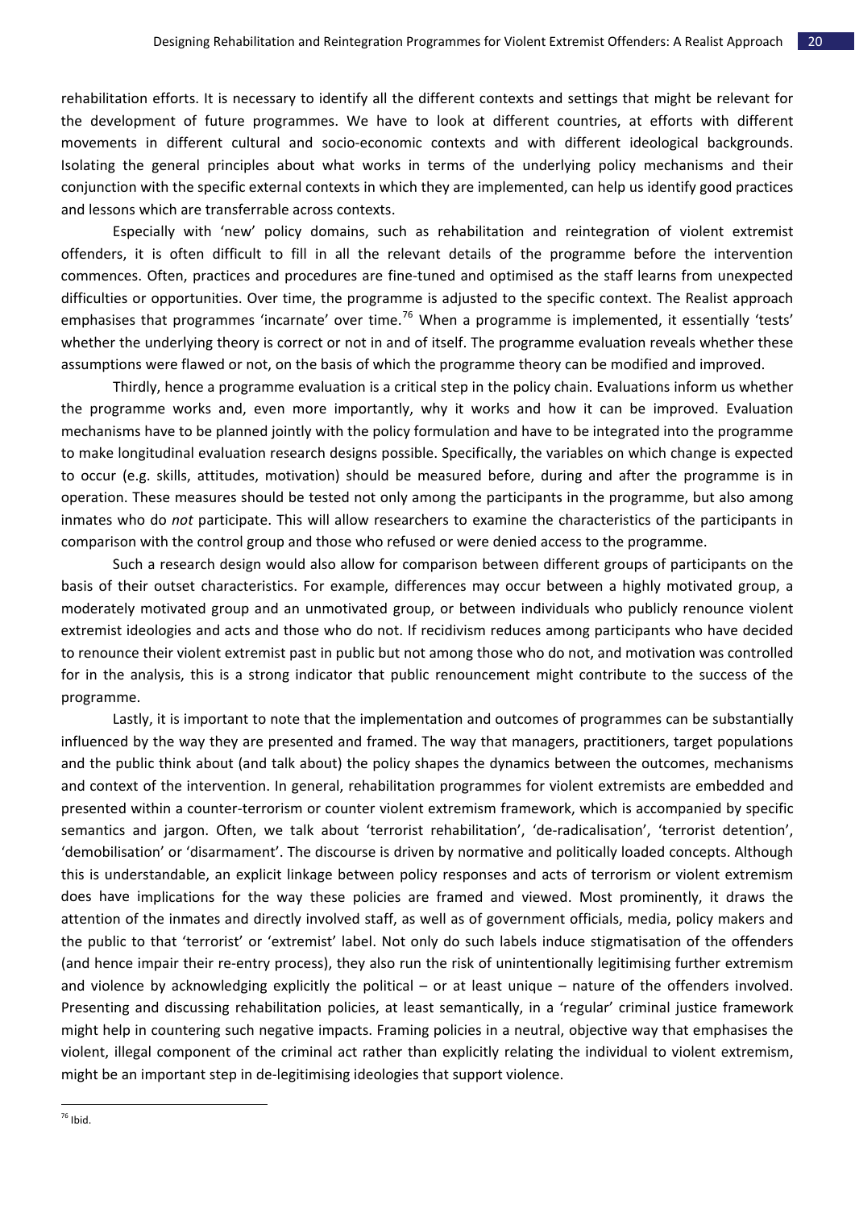rehabilitation efforts. It is necessary to identify all the different contexts and settings that might be relevant for the development of future programmes. We have to look at different countries, at efforts with different movements in different cultural and socio-economic contexts and with different ideological backgrounds. Isolating the general principles about what works in terms of the underlying policy mechanisms and their conjunction with the specific external contexts in which they are implemented, can help us identify good practices and lessons which are transferrable across contexts.

Especially with 'new' policy domains, such as rehabilitation and reintegration of violent extremist offenders, it is often difficult to fill in all the relevant details of the programme before the intervention commences. Often, practices and procedures are fine-tuned and optimised as the staff learns from unexpected difficulties or opportunities. Over time, the programme is adjusted to the specific context. The Realist approach emphasises that programmes 'incarnate' over time.[76] When a programme is implemented, it essentially 'tests' whether the underlying theory is correct or not in and of itself. The programme evaluation reveals whether these assumptions were flawed or not, on the basis of which the programme theory can be modified and improved.

Thirdly, hence a programme evaluation is a critical step in the policy chain. Evaluations inform us whether the programme works and, even more importantly, why it works and how it can be improved. Evaluation mechanisms have to be planned jointly with the policy formulation and have to be integrated into the programme to make longitudinal evaluation research designs possible. Specifically, the variables on which change is expected to occur (e.g. skills, attitudes, motivation) should be measured before, during and after the programme is in operation. These measures should be tested not only among the participants in the programme, but also among inmates who do *not* participate. This will allow researchers to examine the characteristics of the participants in comparison with the control group and those who refused or were denied access to the programme.

Such a research design would also allow for comparison between different groups of participants on the basis of their outset characteristics. For example, differences may occur between a highly motivated group, a moderately motivated group and an unmotivated group, or between individuals who publicly renounce violent extremist ideologies and acts and those who do not. If recidivism reduces among participants who have decided to renounce their violent extremist past in public but not among those who do not, and motivation was controlled for in the analysis, this is a strong indicator that public renouncement might contribute to the success of the programme.

Lastly, it is important to note that the implementation and outcomes of programmes can be substantially influenced by the way they are presented and framed. The way that managers, practitioners, target populations and the public think about (and talk about) the policy shapes the dynamics between the outcomes, mechanisms and context of the intervention. In general, rehabilitation programmes for violent extremists are embedded and presented within a counter-terrorism or counter violent extremism framework, which is accompanied by specific semantics and jargon. Often, we talk about 'terrorist rehabilitation', 'de-radicalisation', 'terrorist detention', 'demobilisation' or 'disarmament'. The discourse is driven by normative and politically loaded concepts. Although this is understandable, an explicit linkage between policy responses and acts of terrorism or violent extremism does have implications for the way these policies are framed and viewed. Most prominently, it draws the attention of the inmates and directly involved staff, as well as of government officials, media, policy makers and the public to that 'terrorist' or 'extremist' label. Not only do such labels induce stigmatisation of the offenders (and hence impair their re-entry process), they also run the risk of unintentionally legitimising further extremism and violence by acknowledging explicitly the political – or at least unique – nature of the offenders involved. Presenting and discussing rehabilitation policies, at least semantically, in a 'regular' criminal justice framework might help in countering such negative impacts. Framing policies in a neutral, objective way that emphasises the violent, illegal component of the criminal act rather than explicitly relating the individual to violent extremism, might be an important step in de-legitimising ideologies that support violence.

---

[76] Ibid.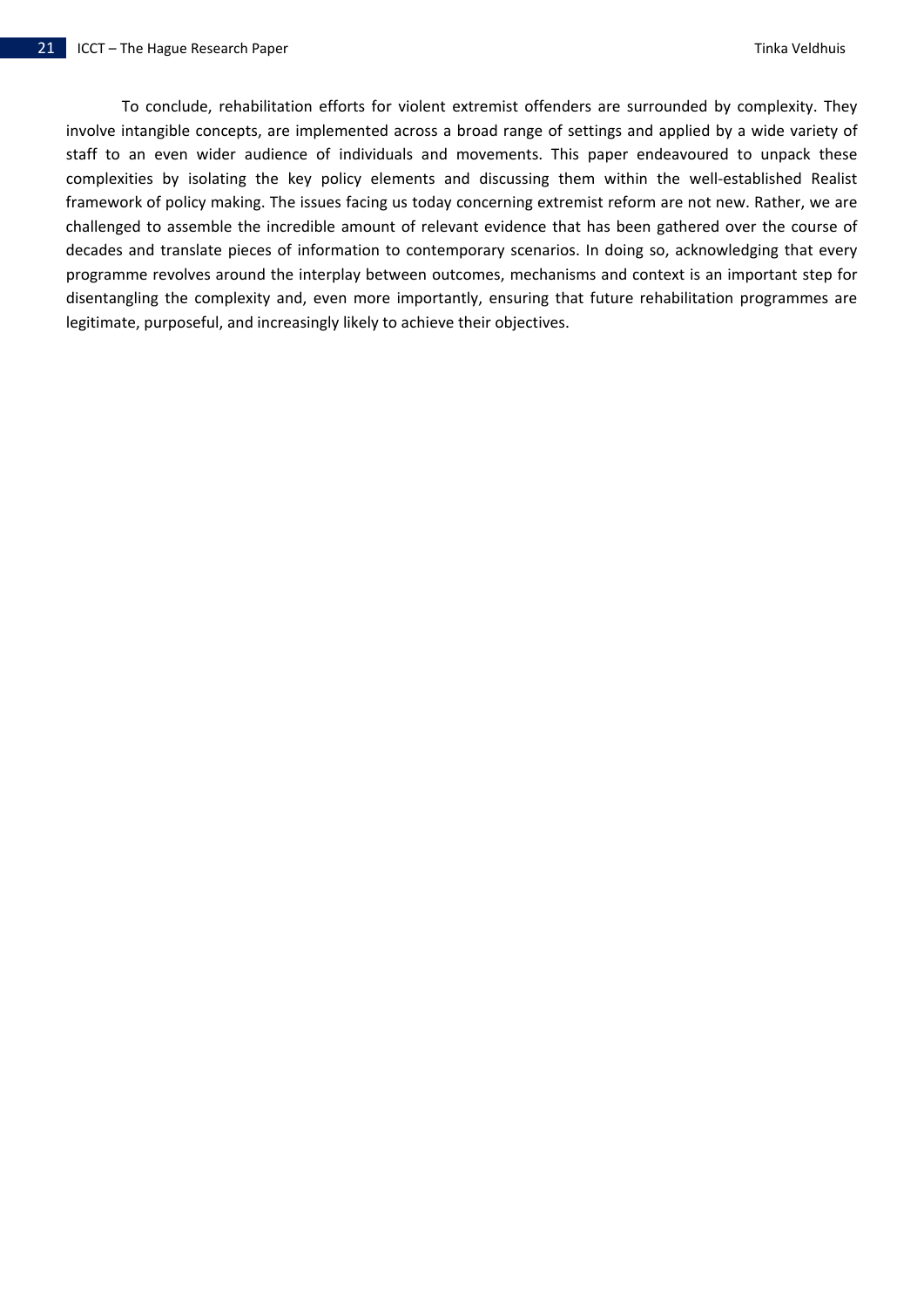To conclude, rehabilitation efforts for violent extremist offenders are surrounded by complexity. They involve intangible concepts, are implemented across a broad range of settings and applied by a wide variety of staff to an even wider audience of individuals and movements. This paper endeavoured to unpack these complexities by isolating the key policy elements and discussing them within the well-established Realist framework of policy making. The issues facing us today concerning extremist reform are not new. Rather, we are challenged to assemble the incredible amount of relevant evidence that has been gathered over the course of decades and translate pieces of information to contemporary scenarios. In doing so, acknowledging that every programme revolves around the interplay between outcomes, mechanisms and context is an important step for disentangling the complexity and, even more importantly, ensuring that future rehabilitation programmes are legitimate, purposeful, and increasingly likely to achieve their objectives.